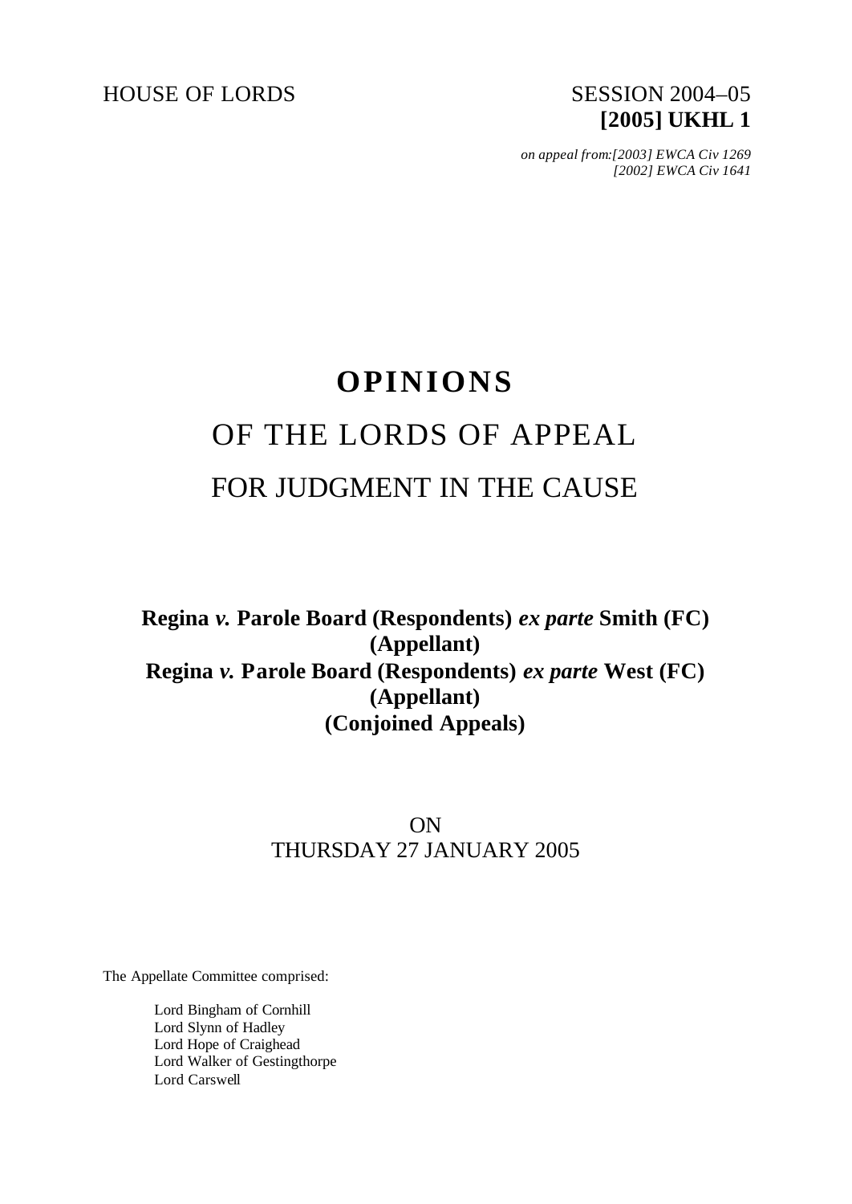HOUSE OF LORDS SESSION 2004–05

**[2005] UKHL 1**

*on appeal from:[2003] EWCA Civ 1269*
*[2002] EWCA Civ 1641*

# OPINIONS

## OF THE LORDS OF APPEAL

## FOR JUDGMENT IN THE CAUSE

**Regina *v.* Parole Board (Respondents) *ex parte* Smith (FC) (Appellant)**
**Regina *v.* Parole Board (Respondents) *ex parte* West (FC) (Appellant)**
**(Conjoined Appeals)**

ON
THURSDAY 27 JANUARY 2005

The Appellate Committee comprised:

Lord Bingham of Cornhill
Lord Slynn of Hadley
Lord Hope of Craighead
Lord Walker of Gestingthorpe
Lord Carswell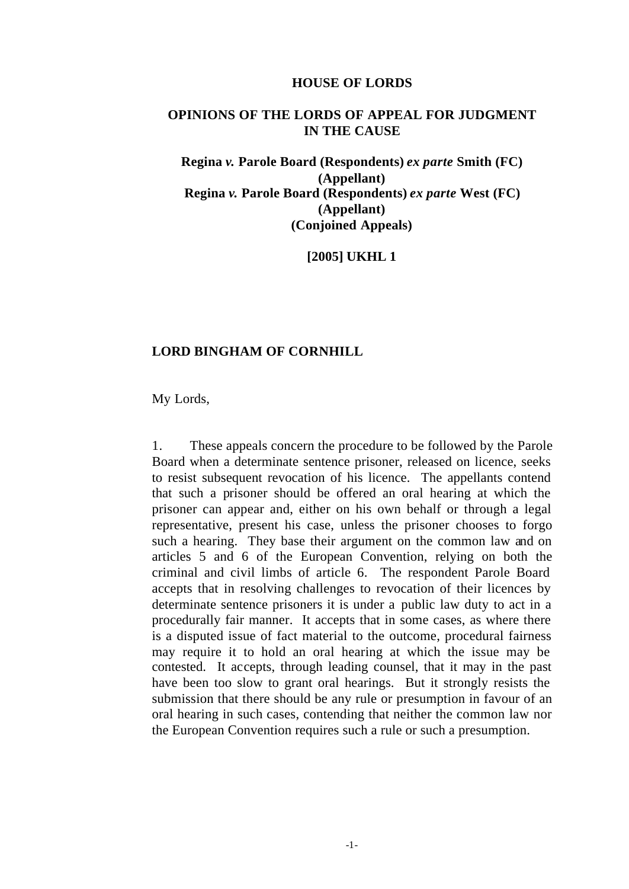# HOUSE OF LORDS

## OPINIONS OF THE LORDS OF APPEAL FOR JUDGMENT IN THE CAUSE

**Regina *v.* Parole Board (Respondents) *ex parte* Smith (FC) (Appellant)**
**Regina *v.* Parole Board (Respondents) *ex parte* West (FC) (Appellant)**
**(Conjoined Appeals)**

**[2005] UKHL 1**

### LORD BINGHAM OF CORNHILL

My Lords,

1. These appeals concern the procedure to be followed by the Parole Board when a determinate sentence prisoner, released on licence, seeks to resist subsequent revocation of his licence. The appellants contend that such a prisoner should be offered an oral hearing at which the prisoner can appear and, either on his own behalf or through a legal representative, present his case, unless the prisoner chooses to forgo such a hearing. They base their argument on the common law and on articles 5 and 6 of the European Convention, relying on both the criminal and civil limbs of article 6. The respondent Parole Board accepts that in resolving challenges to revocation of their licences by determinate sentence prisoners it is under a public law duty to act in a procedurally fair manner. It accepts that in some cases, as where there is a disputed issue of fact material to the outcome, procedural fairness may require it to hold an oral hearing at which the issue may be contested. It accepts, through leading counsel, that it may in the past have been too slow to grant oral hearings. But it strongly resists the submission that there should be any rule or presumption in favour of an oral hearing in such cases, contending that neither the common law nor the European Convention requires such a rule or such a presumption.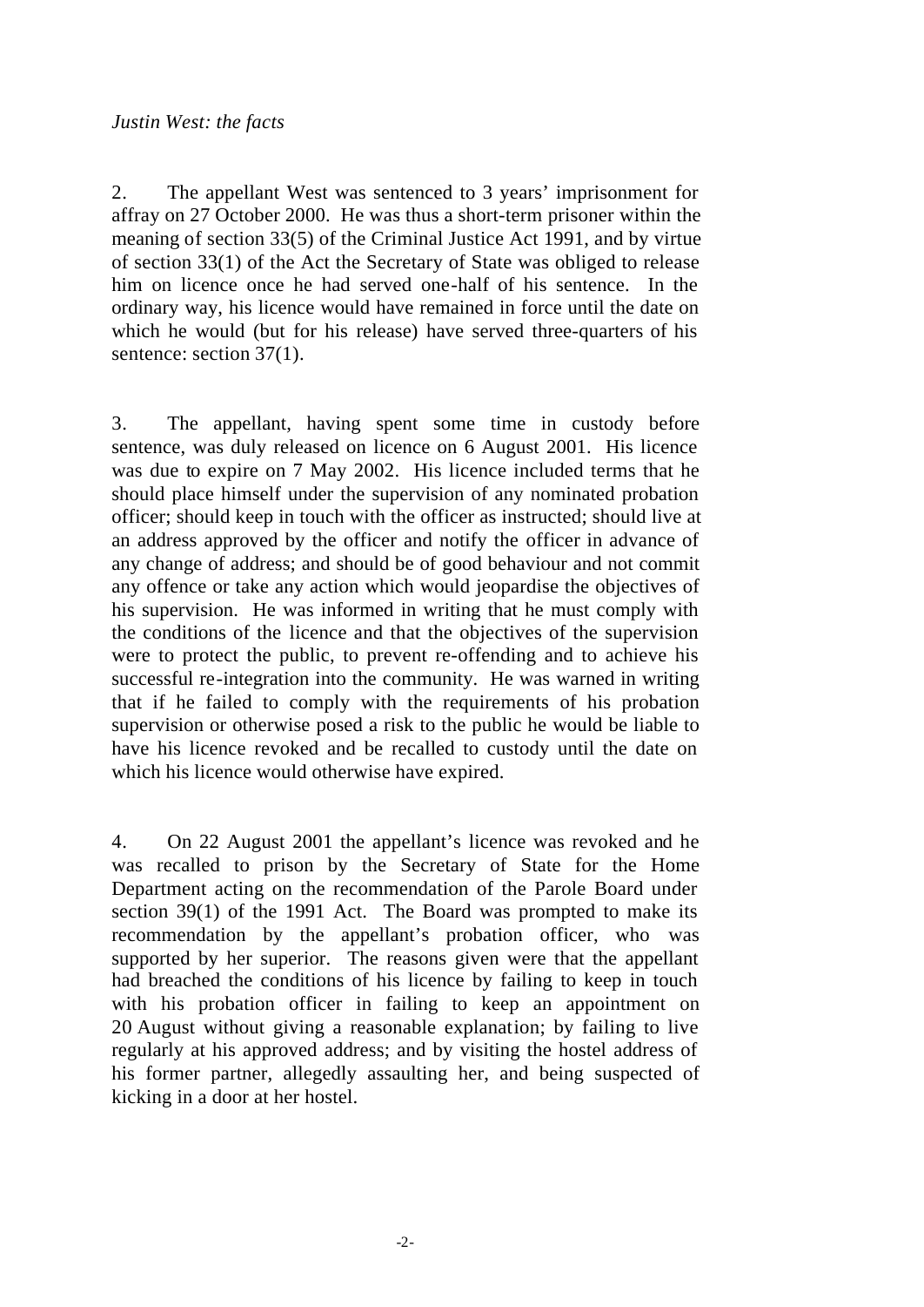*Justin West: the facts*

2. The appellant West was sentenced to 3 years' imprisonment for affray on 27 October 2000. He was thus a short-term prisoner within the meaning of section 33(5) of the Criminal Justice Act 1991, and by virtue of section 33(1) of the Act the Secretary of State was obliged to release him on licence once he had served one-half of his sentence. In the ordinary way, his licence would have remained in force until the date on which he would (but for his release) have served three-quarters of his sentence: section 37(1).

3. The appellant, having spent some time in custody before sentence, was duly released on licence on 6 August 2001. His licence was due to expire on 7 May 2002. His licence included terms that he should place himself under the supervision of any nominated probation officer; should keep in touch with the officer as instructed; should live at an address approved by the officer and notify the officer in advance of any change of address; and should be of good behaviour and not commit any offence or take any action which would jeopardise the objectives of his supervision. He was informed in writing that he must comply with the conditions of the licence and that the objectives of the supervision were to protect the public, to prevent re-offending and to achieve his successful re-integration into the community. He was warned in writing that if he failed to comply with the requirements of his probation supervision or otherwise posed a risk to the public he would be liable to have his licence revoked and be recalled to custody until the date on which his licence would otherwise have expired.

4. On 22 August 2001 the appellant's licence was revoked and he was recalled to prison by the Secretary of State for the Home Department acting on the recommendation of the Parole Board under section 39(1) of the 1991 Act. The Board was prompted to make its recommendation by the appellant's probation officer, who was supported by her superior. The reasons given were that the appellant had breached the conditions of his licence by failing to keep in touch with his probation officer in failing to keep an appointment on 20 August without giving a reasonable explanation; by failing to live regularly at his approved address; and by visiting the hostel address of his former partner, allegedly assaulting her, and being suspected of kicking in a door at her hostel.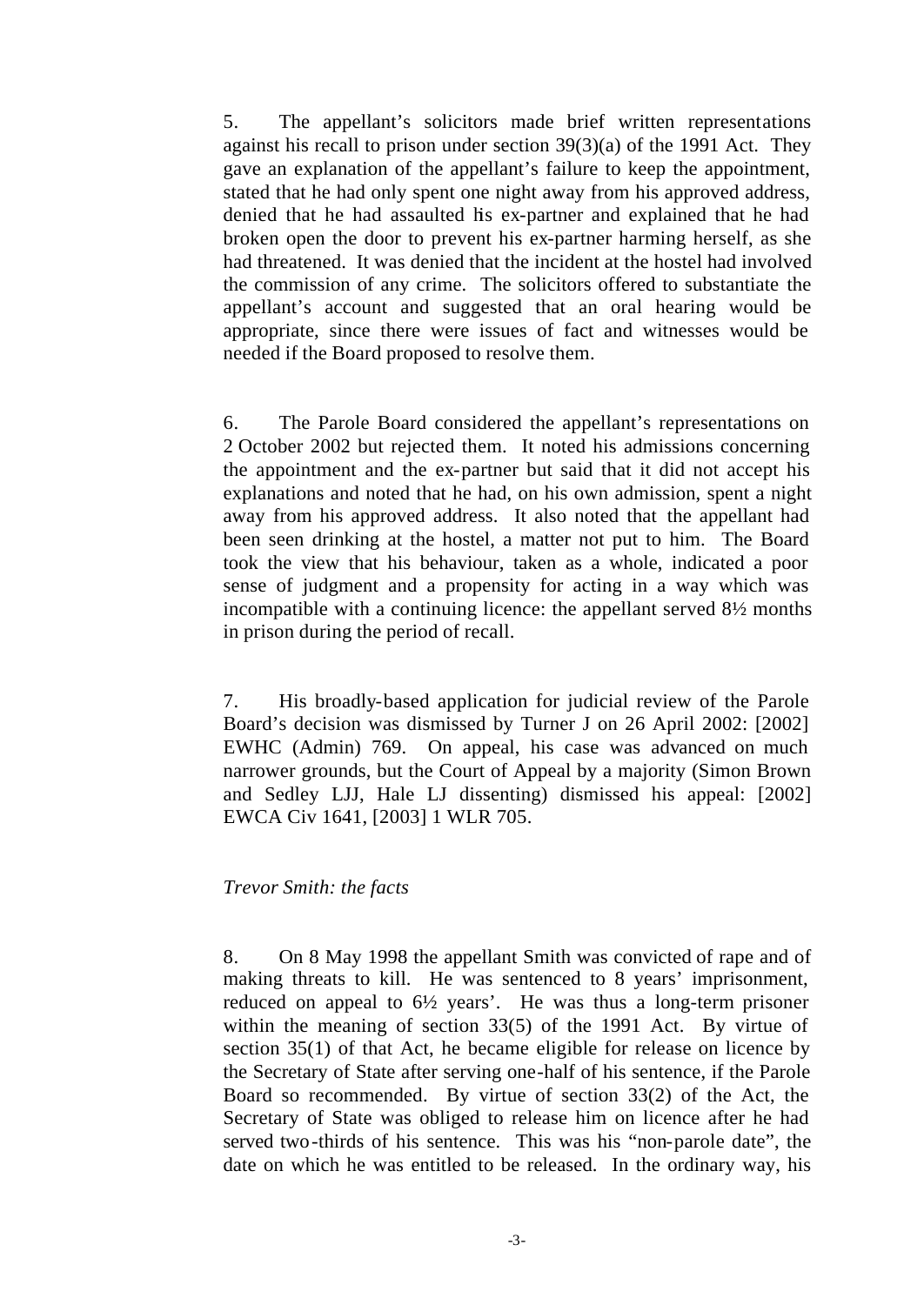5. The appellant's solicitors made brief written representations against his recall to prison under section 39(3)(a) of the 1991 Act. They gave an explanation of the appellant's failure to keep the appointment, stated that he had only spent one night away from his approved address, denied that he had assaulted his ex-partner and explained that he had broken open the door to prevent his ex-partner harming herself, as she had threatened. It was denied that the incident at the hostel had involved the commission of any crime. The solicitors offered to substantiate the appellant's account and suggested that an oral hearing would be appropriate, since there were issues of fact and witnesses would be needed if the Board proposed to resolve them.

6. The Parole Board considered the appellant's representations on 2 October 2002 but rejected them. It noted his admissions concerning the appointment and the ex-partner but said that it did not accept his explanations and noted that he had, on his own admission, spent a night away from his approved address. It also noted that the appellant had been seen drinking at the hostel, a matter not put to him. The Board took the view that his behaviour, taken as a whole, indicated a poor sense of judgment and a propensity for acting in a way which was incompatible with a continuing licence: the appellant served 8½ months in prison during the period of recall.

7. His broadly-based application for judicial review of the Parole Board's decision was dismissed by Turner J on 26 April 2002: [2002] EWHC (Admin) 769. On appeal, his case was advanced on much narrower grounds, but the Court of Appeal by a majority (Simon Brown and Sedley LJJ, Hale LJ dissenting) dismissed his appeal: [2002] EWCA Civ 1641, [2003] 1 WLR 705.

*Trevor Smith: the facts*

8. On 8 May 1998 the appellant Smith was convicted of rape and of making threats to kill. He was sentenced to 8 years' imprisonment, reduced on appeal to 6½ years'. He was thus a long-term prisoner within the meaning of section 33(5) of the 1991 Act. By virtue of section 35(1) of that Act, he became eligible for release on licence by the Secretary of State after serving one-half of his sentence, if the Parole Board so recommended. By virtue of section 33(2) of the Act, the Secretary of State was obliged to release him on licence after he had served two-thirds of his sentence. This was his "non-parole date", the date on which he was entitled to be released. In the ordinary way, his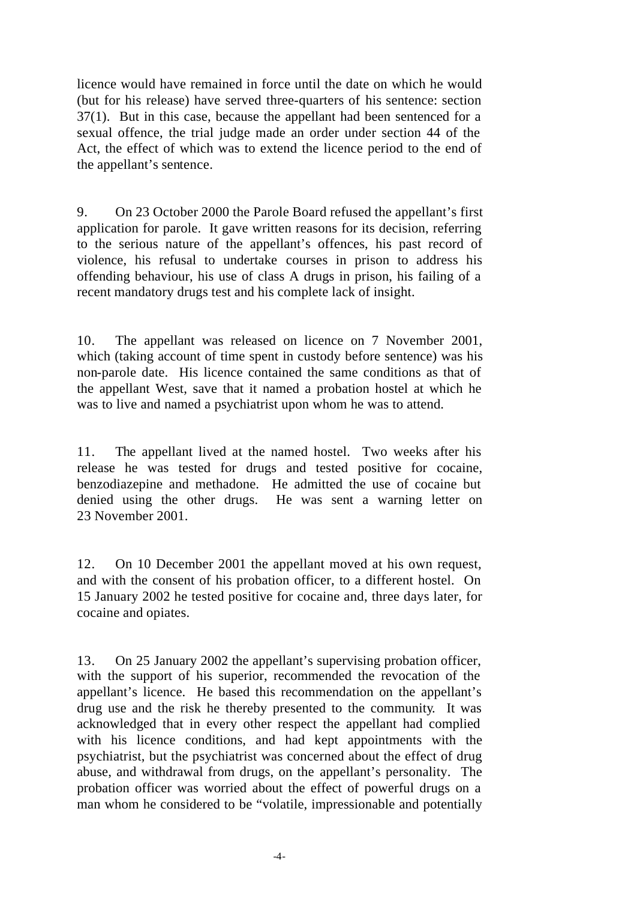licence would have remained in force until the date on which he would (but for his release) have served three-quarters of his sentence: section 37(1). But in this case, because the appellant had been sentenced for a sexual offence, the trial judge made an order under section 44 of the Act, the effect of which was to extend the licence period to the end of the appellant's sentence.

9. On 23 October 2000 the Parole Board refused the appellant's first application for parole. It gave written reasons for its decision, referring to the serious nature of the appellant's offences, his past record of violence, his refusal to undertake courses in prison to address his offending behaviour, his use of class A drugs in prison, his failing of a recent mandatory drugs test and his complete lack of insight.

10. The appellant was released on licence on 7 November 2001, which (taking account of time spent in custody before sentence) was his non-parole date. His licence contained the same conditions as that of the appellant West, save that it named a probation hostel at which he was to live and named a psychiatrist upon whom he was to attend.

11. The appellant lived at the named hostel. Two weeks after his release he was tested for drugs and tested positive for cocaine, benzodiazepine and methadone. He admitted the use of cocaine but denied using the other drugs. He was sent a warning letter on 23 November 2001.

12. On 10 December 2001 the appellant moved at his own request, and with the consent of his probation officer, to a different hostel. On 15 January 2002 he tested positive for cocaine and, three days later, for cocaine and opiates.

13. On 25 January 2002 the appellant's supervising probation officer, with the support of his superior, recommended the revocation of the appellant's licence. He based this recommendation on the appellant's drug use and the risk he thereby presented to the community. It was acknowledged that in every other respect the appellant had complied with his licence conditions, and had kept appointments with the psychiatrist, but the psychiatrist was concerned about the effect of drug abuse, and withdrawal from drugs, on the appellant's personality. The probation officer was worried about the effect of powerful drugs on a man whom he considered to be "volatile, impressionable and potentially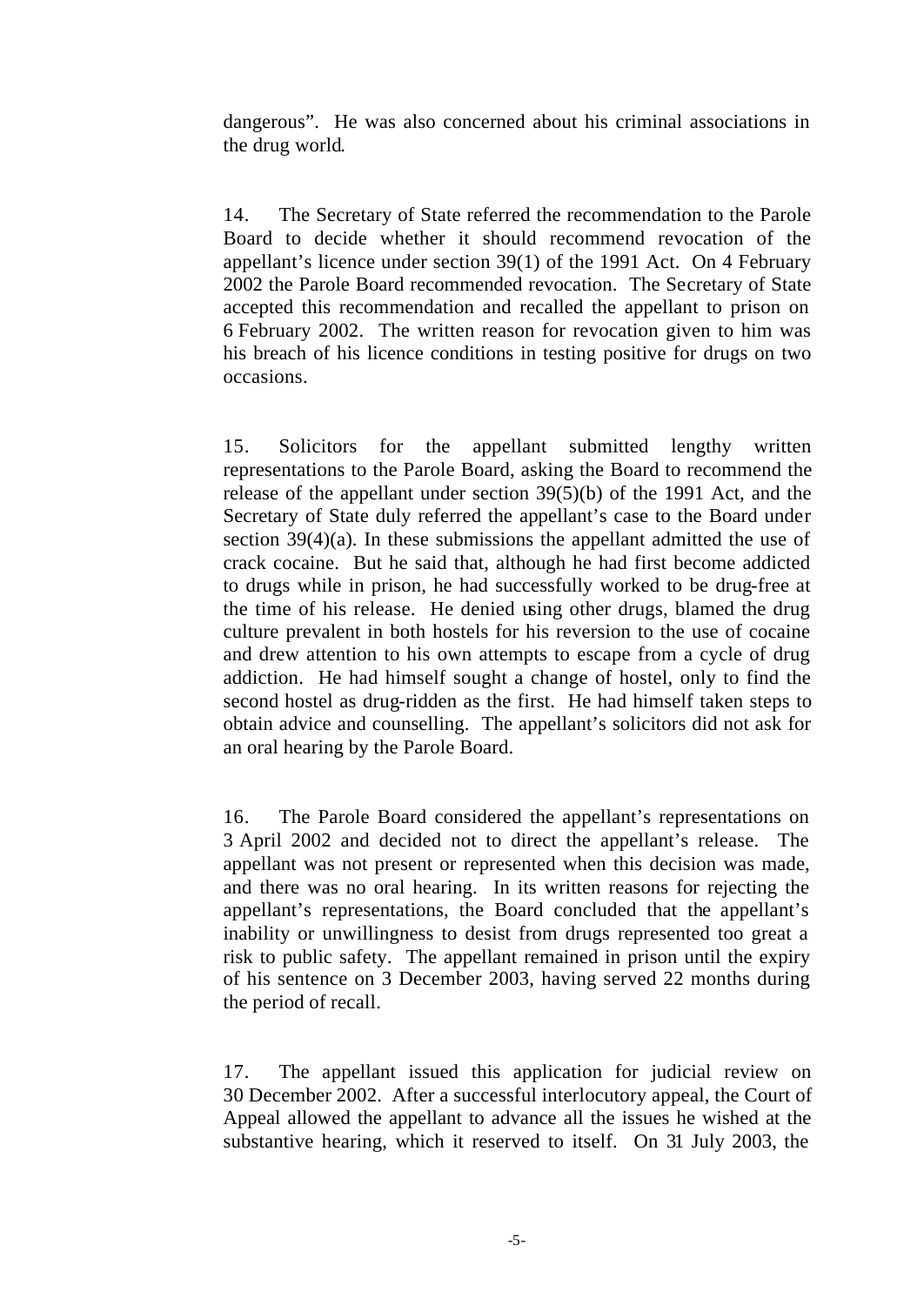dangerous". He was also concerned about his criminal associations in the drug world.

14. The Secretary of State referred the recommendation to the Parole Board to decide whether it should recommend revocation of the appellant's licence under section 39(1) of the 1991 Act. On 4 February 2002 the Parole Board recommended revocation. The Secretary of State accepted this recommendation and recalled the appellant to prison on 6 February 2002. The written reason for revocation given to him was his breach of his licence conditions in testing positive for drugs on two occasions.

15. Solicitors for the appellant submitted lengthy written representations to the Parole Board, asking the Board to recommend the release of the appellant under section 39(5)(b) of the 1991 Act, and the Secretary of State duly referred the appellant's case to the Board under section 39(4)(a). In these submissions the appellant admitted the use of crack cocaine. But he said that, although he had first become addicted to drugs while in prison, he had successfully worked to be drug-free at the time of his release. He denied using other drugs, blamed the drug culture prevalent in both hostels for his reversion to the use of cocaine and drew attention to his own attempts to escape from a cycle of drug addiction. He had himself sought a change of hostel, only to find the second hostel as drug-ridden as the first. He had himself taken steps to obtain advice and counselling. The appellant's solicitors did not ask for an oral hearing by the Parole Board.

16. The Parole Board considered the appellant's representations on 3 April 2002 and decided not to direct the appellant's release. The appellant was not present or represented when this decision was made, and there was no oral hearing. In its written reasons for rejecting the appellant's representations, the Board concluded that the appellant's inability or unwillingness to desist from drugs represented too great a risk to public safety. The appellant remained in prison until the expiry of his sentence on 3 December 2003, having served 22 months during the period of recall.

17. The appellant issued this application for judicial review on 30 December 2002. After a successful interlocutory appeal, the Court of Appeal allowed the appellant to advance all the issues he wished at the substantive hearing, which it reserved to itself. On 31 July 2003, the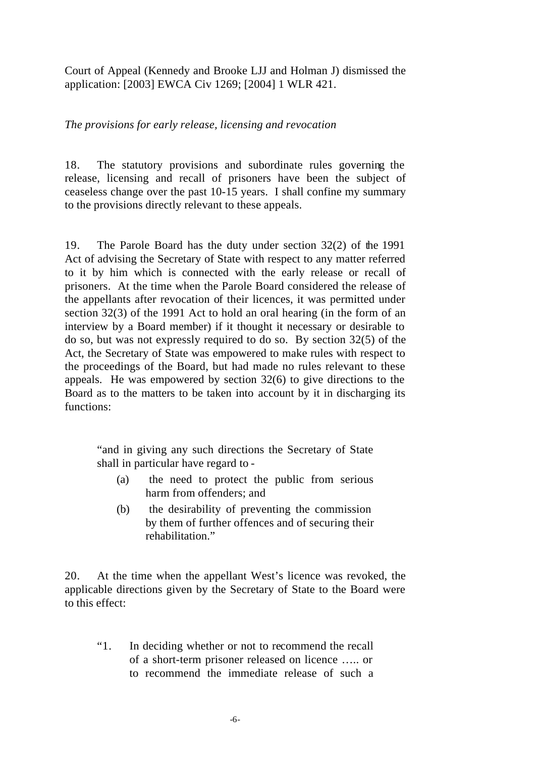Court of Appeal (Kennedy and Brooke LJJ and Holman J) dismissed the application: [2003] EWCA Civ 1269; [2004] 1 WLR 421.

*The provisions for early release, licensing and revocation*

18. The statutory provisions and subordinate rules governing the release, licensing and recall of prisoners have been the subject of ceaseless change over the past 10-15 years. I shall confine my summary to the provisions directly relevant to these appeals.

19. The Parole Board has the duty under section 32(2) of the 1991 Act of advising the Secretary of State with respect to any matter referred to it by him which is connected with the early release or recall of prisoners. At the time when the Parole Board considered the release of the appellants after revocation of their licences, it was permitted under section 32(3) of the 1991 Act to hold an oral hearing (in the form of an interview by a Board member) if it thought it necessary or desirable to do so, but was not expressly required to do so. By section 32(5) of the Act, the Secretary of State was empowered to make rules with respect to the proceedings of the Board, but had made no rules relevant to these appeals. He was empowered by section 32(6) to give directions to the Board as to the matters to be taken into account by it in discharging its functions:

> "and in giving any such directions the Secretary of State shall in particular have regard to -
>
> (a) the need to protect the public from serious harm from offenders; and
>
> (b) the desirability of preventing the commission by them of further offences and of securing their rehabilitation."

20. At the time when the appellant West's licence was revoked, the applicable directions given by the Secretary of State to the Board were to this effect:

> "1. In deciding whether or not to recommend the recall of a short-term prisoner released on licence ….. or to recommend the immediate release of such a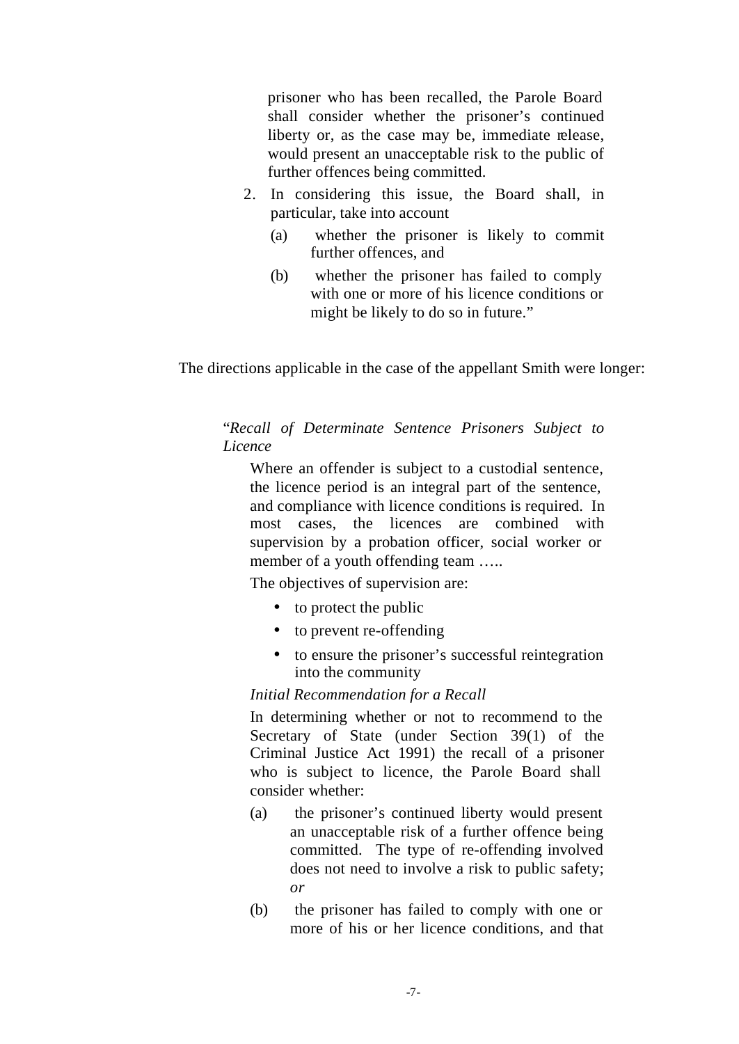> prisoner who has been recalled, the Parole Board shall consider whether the prisoner's continued liberty or, as the case may be, immediate release, would present an unacceptable risk to the public of further offences being committed.
>
> 2. In considering this issue, the Board shall, in particular, take into account
>
>    (a) whether the prisoner is likely to commit further offences, and
>
>    (b) whether the prisoner has failed to comply with one or more of his licence conditions or might be likely to do so in future."

The directions applicable in the case of the appellant Smith were longer:

> "*Recall of Determinate Sentence Prisoners Subject to Licence*
>
> Where an offender is subject to a custodial sentence, the licence period is an integral part of the sentence, and compliance with licence conditions is required. In most cases, the licences are combined with supervision by a probation officer, social worker or member of a youth offending team …..
>
> The objectives of supervision are:
>
> - to protect the public
> - to prevent re-offending
> - to ensure the prisoner's successful reintegration into the community
>
> *Initial Recommendation for a Recall*
>
> In determining whether or not to recommend to the Secretary of State (under Section 39(1) of the Criminal Justice Act 1991) the recall of a prisoner who is subject to licence, the Parole Board shall consider whether:
>
> (a) the prisoner's continued liberty would present an unacceptable risk of a further offence being committed. The type of re-offending involved does not need to involve a risk to public safety; *or*
>
> (b) the prisoner has failed to comply with one or more of his or her licence conditions, and that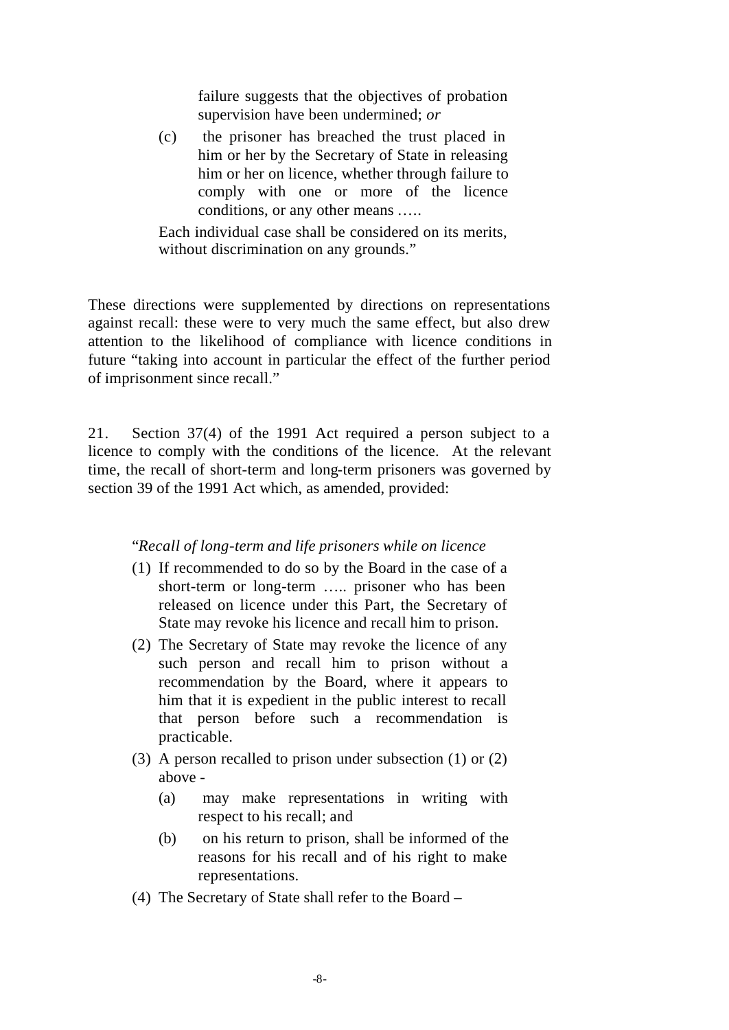> failure suggests that the objectives of probation supervision have been undermined; *or*
>
> (c) the prisoner has breached the trust placed in him or her by the Secretary of State in releasing him or her on licence, whether through failure to comply with one or more of the licence conditions, or any other means …..
>
> Each individual case shall be considered on its merits, without discrimination on any grounds."

These directions were supplemented by directions on representations against recall: these were to very much the same effect, but also drew attention to the likelihood of compliance with licence conditions in future "taking into account in particular the effect of the further period of imprisonment since recall."

21. Section 37(4) of the 1991 Act required a person subject to a licence to comply with the conditions of the licence. At the relevant time, the recall of short-term and long-term prisoners was governed by section 39 of the 1991 Act which, as amended, provided:

> "*Recall of long-term and life prisoners while on licence*
>
> (1) If recommended to do so by the Board in the case of a short-term or long-term ….. prisoner who has been released on licence under this Part, the Secretary of State may revoke his licence and recall him to prison.
>
> (2) The Secretary of State may revoke the licence of any such person and recall him to prison without a recommendation by the Board, where it appears to him that it is expedient in the public interest to recall that person before such a recommendation is practicable.
>
> (3) A person recalled to prison under subsection (1) or (2) above -
>
> (a) may make representations in writing with respect to his recall; and
>
> (b) on his return to prison, shall be informed of the reasons for his recall and of his right to make representations.
>
> (4) The Secretary of State shall refer to the Board –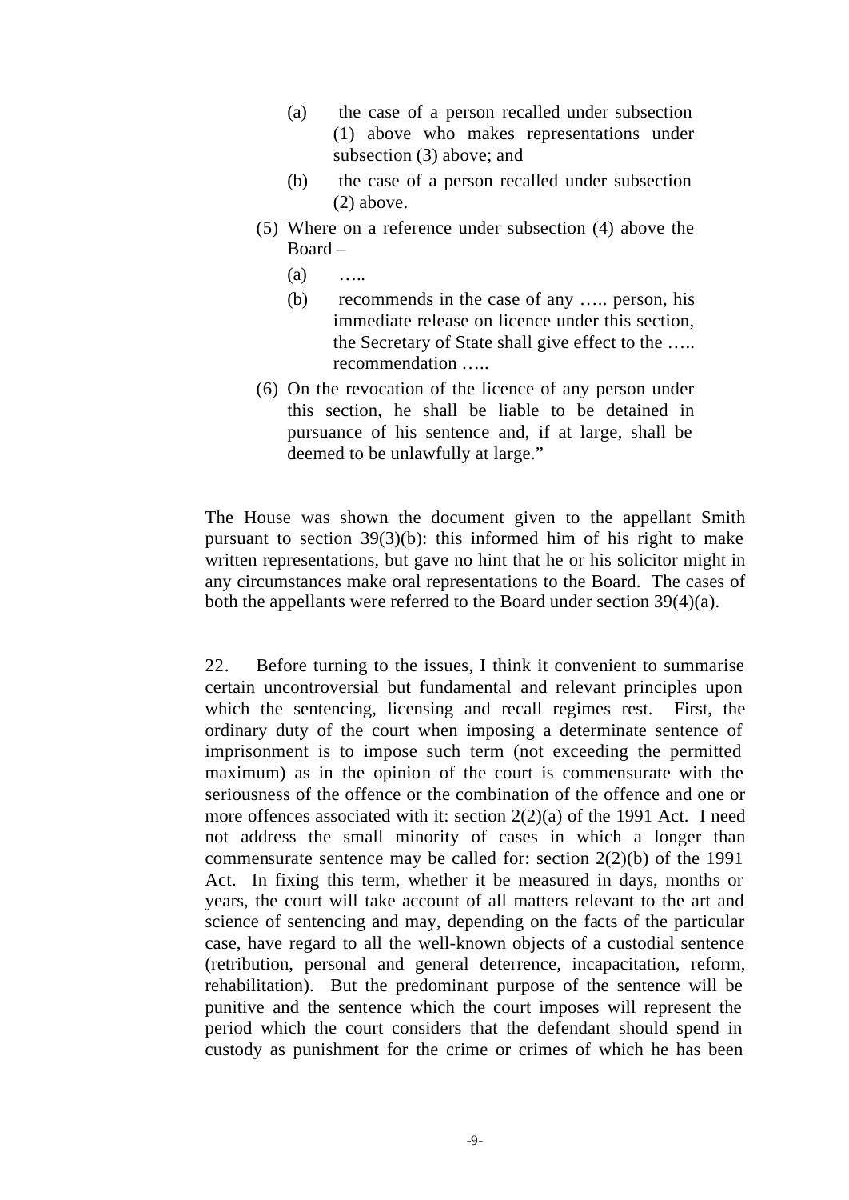> (a) the case of a person recalled under subsection (1) above who makes representations under subsection (3) above; and
>
> (b) the case of a person recalled under subsection (2) above.
>
> (5) Where on a reference under subsection (4) above the Board –
>
> (a) …..
>
> (b) recommends in the case of any ….. person, his immediate release on licence under this section, the Secretary of State shall give effect to the ….. recommendation …..
>
> (6) On the revocation of the licence of any person under this section, he shall be liable to be detained in pursuance of his sentence and, if at large, shall be deemed to be unlawfully at large."

The House was shown the document given to the appellant Smith pursuant to section 39(3)(b): this informed him of his right to make written representations, but gave no hint that he or his solicitor might in any circumstances make oral representations to the Board. The cases of both the appellants were referred to the Board under section 39(4)(a).

22. Before turning to the issues, I think it convenient to summarise certain uncontroversial but fundamental and relevant principles upon which the sentencing, licensing and recall regimes rest. First, the ordinary duty of the court when imposing a determinate sentence of imprisonment is to impose such term (not exceeding the permitted maximum) as in the opinion of the court is commensurate with the seriousness of the offence or the combination of the offence and one or more offences associated with it: section 2(2)(a) of the 1991 Act. I need not address the small minority of cases in which a longer than commensurate sentence may be called for: section 2(2)(b) of the 1991 Act. In fixing this term, whether it be measured in days, months or years, the court will take account of all matters relevant to the art and science of sentencing and may, depending on the facts of the particular case, have regard to all the well-known objects of a custodial sentence (retribution, personal and general deterrence, incapacitation, reform, rehabilitation). But the predominant purpose of the sentence will be punitive and the sentence which the court imposes will represent the period which the court considers that the defendant should spend in custody as punishment for the crime or crimes of which he has been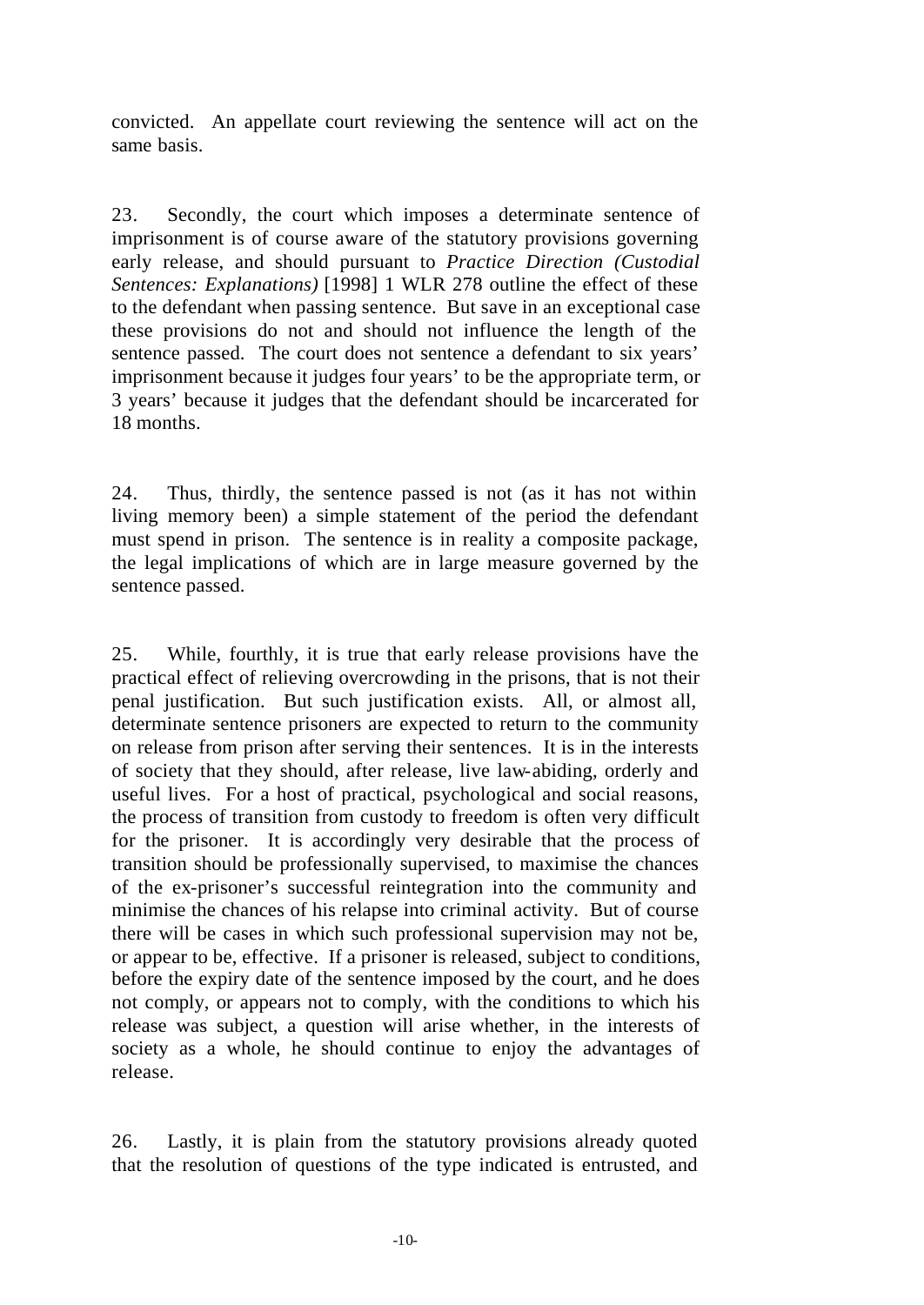convicted. An appellate court reviewing the sentence will act on the same basis.

23. Secondly, the court which imposes a determinate sentence of imprisonment is of course aware of the statutory provisions governing early release, and should pursuant to *Practice Direction (Custodial Sentences: Explanations)* [1998] 1 WLR 278 outline the effect of these to the defendant when passing sentence. But save in an exceptional case these provisions do not and should not influence the length of the sentence passed. The court does not sentence a defendant to six years' imprisonment because it judges four years' to be the appropriate term, or 3 years' because it judges that the defendant should be incarcerated for 18 months.

24. Thus, thirdly, the sentence passed is not (as it has not within living memory been) a simple statement of the period the defendant must spend in prison. The sentence is in reality a composite package, the legal implications of which are in large measure governed by the sentence passed.

25. While, fourthly, it is true that early release provisions have the practical effect of relieving overcrowding in the prisons, that is not their penal justification. But such justification exists. All, or almost all, determinate sentence prisoners are expected to return to the community on release from prison after serving their sentences. It is in the interests of society that they should, after release, live law-abiding, orderly and useful lives. For a host of practical, psychological and social reasons, the process of transition from custody to freedom is often very difficult for the prisoner. It is accordingly very desirable that the process of transition should be professionally supervised, to maximise the chances of the ex-prisoner's successful reintegration into the community and minimise the chances of his relapse into criminal activity. But of course there will be cases in which such professional supervision may not be, or appear to be, effective. If a prisoner is released, subject to conditions, before the expiry date of the sentence imposed by the court, and he does not comply, or appears not to comply, with the conditions to which his release was subject, a question will arise whether, in the interests of society as a whole, he should continue to enjoy the advantages of release.

26. Lastly, it is plain from the statutory provisions already quoted that the resolution of questions of the type indicated is entrusted, and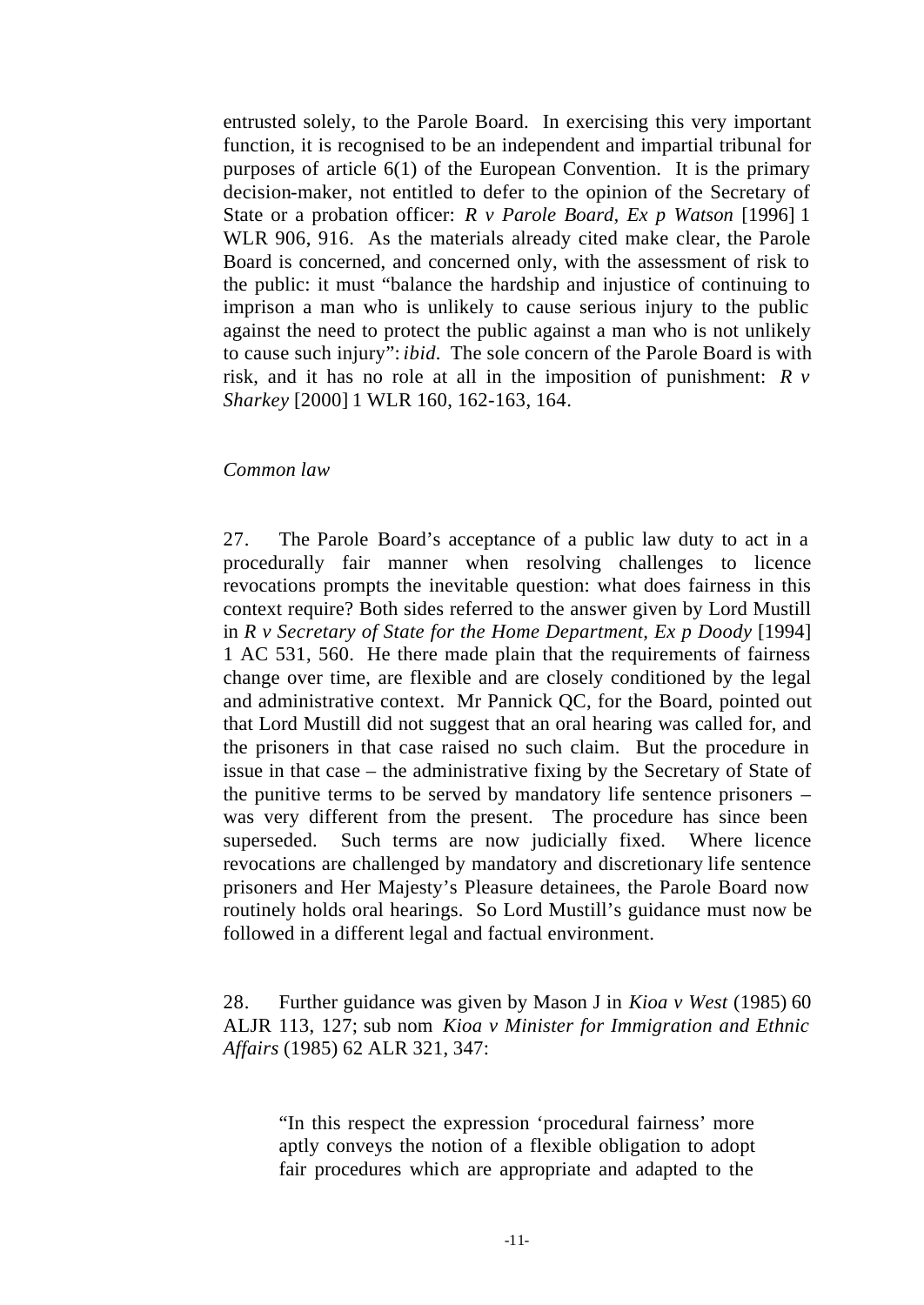entrusted solely, to the Parole Board. In exercising this very important function, it is recognised to be an independent and impartial tribunal for purposes of article 6(1) of the European Convention. It is the primary decision-maker, not entitled to defer to the opinion of the Secretary of State or a probation officer: *R v Parole Board, Ex p Watson* [1996] 1 WLR 906, 916. As the materials already cited make clear, the Parole Board is concerned, and concerned only, with the assessment of risk to the public: it must "balance the hardship and injustice of continuing to imprison a man who is unlikely to cause serious injury to the public against the need to protect the public against a man who is not unlikely to cause such injury": *ibid.* The sole concern of the Parole Board is with risk, and it has no role at all in the imposition of punishment: *R v Sharkey* [2000] 1 WLR 160, 162-163, 164.

*Common law*

27. The Parole Board's acceptance of a public law duty to act in a procedurally fair manner when resolving challenges to licence revocations prompts the inevitable question: what does fairness in this context require? Both sides referred to the answer given by Lord Mustill in *R v Secretary of State for the Home Department, Ex p Doody* [1994] 1 AC 531, 560. He there made plain that the requirements of fairness change over time, are flexible and are closely conditioned by the legal and administrative context. Mr Pannick QC, for the Board, pointed out that Lord Mustill did not suggest that an oral hearing was called for, and the prisoners in that case raised no such claim. But the procedure in issue in that case – the administrative fixing by the Secretary of State of the punitive terms to be served by mandatory life sentence prisoners – was very different from the present. The procedure has since been superseded. Such terms are now judicially fixed. Where licence revocations are challenged by mandatory and discretionary life sentence prisoners and Her Majesty's Pleasure detainees, the Parole Board now routinely holds oral hearings. So Lord Mustill's guidance must now be followed in a different legal and factual environment.

28. Further guidance was given by Mason J in *Kioa v West* (1985) 60 ALJR 113, 127; sub nom *Kioa v Minister for Immigration and Ethnic Affairs* (1985) 62 ALR 321, 347:

> "In this respect the expression 'procedural fairness' more aptly conveys the notion of a flexible obligation to adopt fair procedures which are appropriate and adapted to the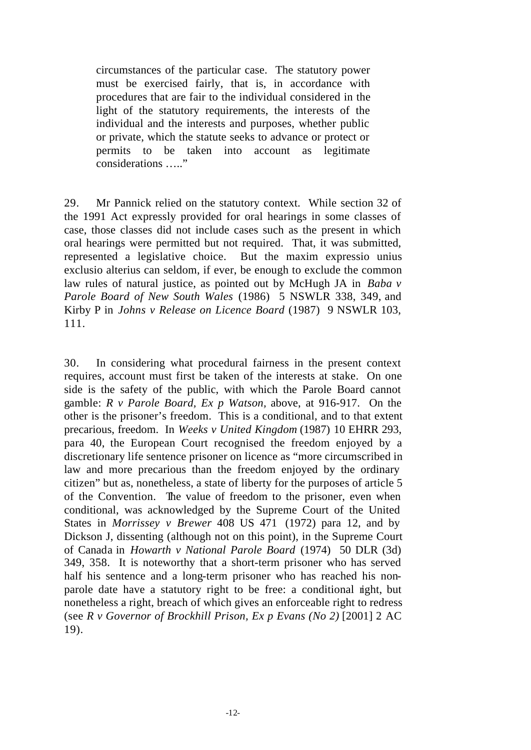> circumstances of the particular case. The statutory power must be exercised fairly, that is, in accordance with procedures that are fair to the individual considered in the light of the statutory requirements, the interests of the individual and the interests and purposes, whether public or private, which the statute seeks to advance or protect or permits to be taken into account as legitimate considerations ….."

29. Mr Pannick relied on the statutory context. While section 32 of the 1991 Act expressly provided for oral hearings in some classes of case, those classes did not include cases such as the present in which oral hearings were permitted but not required. That, it was submitted, represented a legislative choice. But the maxim expressio unius exclusio alterius can seldom, if ever, be enough to exclude the common law rules of natural justice, as pointed out by McHugh JA in *Baba v Parole Board of New South Wales* (1986) 5 NSWLR 338, 349, and Kirby P in *Johns v Release on Licence Board* (1987) 9 NSWLR 103, 111.

30. In considering what procedural fairness in the present context requires, account must first be taken of the interests at stake. On one side is the safety of the public, with which the Parole Board cannot gamble: *R v Parole Board, Ex p Watson,* above, at 916-917. On the other is the prisoner's freedom. This is a conditional, and to that extent precarious, freedom. In *Weeks v United Kingdom* (1987) 10 EHRR 293, para 40, the European Court recognised the freedom enjoyed by a discretionary life sentence prisoner on licence as "more circumscribed in law and more precarious than the freedom enjoyed by the ordinary citizen" but as, nonetheless, a state of liberty for the purposes of article 5 of the Convention. The value of freedom to the prisoner, even when conditional, was acknowledged by the Supreme Court of the United States in *Morrissey v Brewer* 408 US 471 (1972) para 12, and by Dickson J, dissenting (although not on this point), in the Supreme Court of Canada in *Howarth v National Parole Board* (1974) 50 DLR (3d) 349, 358. It is noteworthy that a short-term prisoner who has served half his sentence and a long-term prisoner who has reached his non-parole date have a statutory right to be free: a conditional right, but nonetheless a right, breach of which gives an enforceable right to redress (see *R v Governor of Brockhill Prison, Ex p Evans (No 2)* [2001] 2 AC 19).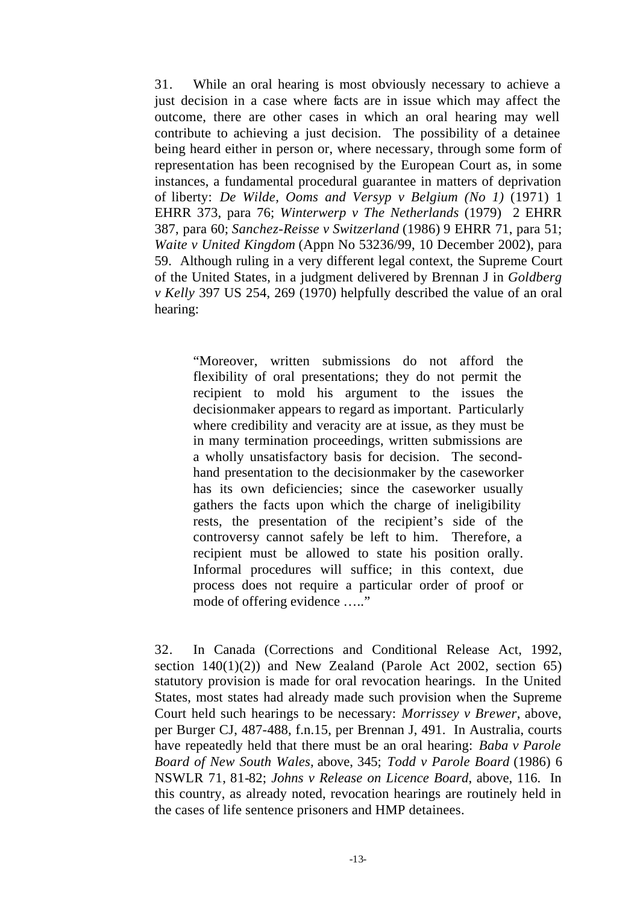31. While an oral hearing is most obviously necessary to achieve a just decision in a case where facts are in issue which may affect the outcome, there are other cases in which an oral hearing may well contribute to achieving a just decision. The possibility of a detainee being heard either in person or, where necessary, through some form of representation has been recognised by the European Court as, in some instances, a fundamental procedural guarantee in matters of deprivation of liberty: *De Wilde, Ooms and Versyp v Belgium (No 1)* (1971) 1 EHRR 373, para 76; *Winterwerp v The Netherlands* (1979) 2 EHRR 387, para 60; *Sanchez-Reisse v Switzerland* (1986) 9 EHRR 71, para 51; *Waite v United Kingdom* (Appn No 53236/99, 10 December 2002), para 59. Although ruling in a very different legal context, the Supreme Court of the United States, in a judgment delivered by Brennan J in *Goldberg v Kelly* 397 US 254, 269 (1970) helpfully described the value of an oral hearing:

> "Moreover, written submissions do not afford the flexibility of oral presentations; they do not permit the recipient to mold his argument to the issues the decisionmaker appears to regard as important. Particularly where credibility and veracity are at issue, as they must be in many termination proceedings, written submissions are a wholly unsatisfactory basis for decision. The second-hand presentation to the decisionmaker by the caseworker has its own deficiencies; since the caseworker usually gathers the facts upon which the charge of ineligibility rests, the presentation of the recipient's side of the controversy cannot safely be left to him. Therefore, a recipient must be allowed to state his position orally. Informal procedures will suffice; in this context, due process does not require a particular order of proof or mode of offering evidence ….."

32. In Canada (Corrections and Conditional Release Act, 1992, section 140(1)(2)) and New Zealand (Parole Act 2002, section 65) statutory provision is made for oral revocation hearings. In the United States, most states had already made such provision when the Supreme Court held such hearings to be necessary: *Morrissey v Brewer*, above, per Burger CJ, 487-488, f.n.15, per Brennan J, 491. In Australia, courts have repeatedly held that there must be an oral hearing: *Baba v Parole Board of New South Wales*, above, 345; *Todd v Parole Board* (1986) 6 NSWLR 71, 81-82; *Johns v Release on Licence Board*, above, 116. In this country, as already noted, revocation hearings are routinely held in the cases of life sentence prisoners and HMP detainees.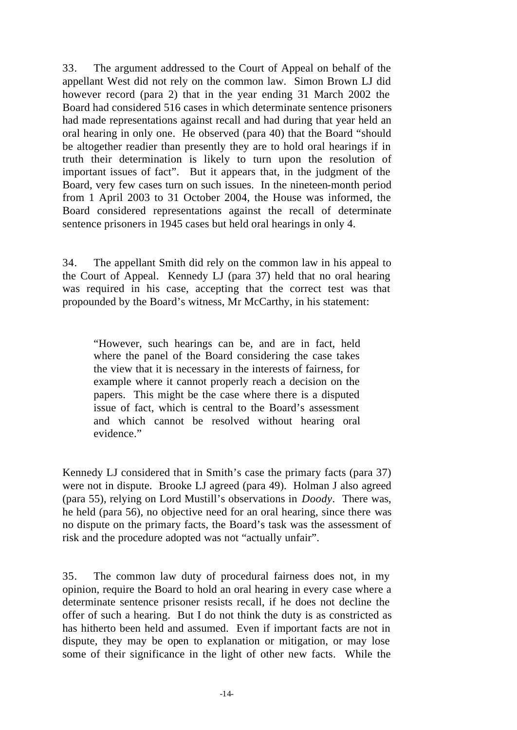33. The argument addressed to the Court of Appeal on behalf of the appellant West did not rely on the common law. Simon Brown LJ did however record (para 2) that in the year ending 31 March 2002 the Board had considered 516 cases in which determinate sentence prisoners had made representations against recall and had during that year held an oral hearing in only one. He observed (para 40) that the Board "should be altogether readier than presently they are to hold oral hearings if in truth their determination is likely to turn upon the resolution of important issues of fact". But it appears that, in the judgment of the Board, very few cases turn on such issues. In the nineteen-month period from 1 April 2003 to 31 October 2004, the House was informed, the Board considered representations against the recall of determinate sentence prisoners in 1945 cases but held oral hearings in only 4.

34. The appellant Smith did rely on the common law in his appeal to the Court of Appeal. Kennedy LJ (para 37) held that no oral hearing was required in his case, accepting that the correct test was that propounded by the Board's witness, Mr McCarthy, in his statement:

> "However, such hearings can be, and are in fact, held where the panel of the Board considering the case takes the view that it is necessary in the interests of fairness, for example where it cannot properly reach a decision on the papers. This might be the case where there is a disputed issue of fact, which is central to the Board's assessment and which cannot be resolved without hearing oral evidence."

Kennedy LJ considered that in Smith's case the primary facts (para 37) were not in dispute. Brooke LJ agreed (para 49). Holman J also agreed (para 55), relying on Lord Mustill's observations in *Doody*. There was, he held (para 56), no objective need for an oral hearing, since there was no dispute on the primary facts, the Board's task was the assessment of risk and the procedure adopted was not "actually unfair".

35. The common law duty of procedural fairness does not, in my opinion, require the Board to hold an oral hearing in every case where a determinate sentence prisoner resists recall, if he does not decline the offer of such a hearing. But I do not think the duty is as constricted as has hitherto been held and assumed. Even if important facts are not in dispute, they may be open to explanation or mitigation, or may lose some of their significance in the light of other new facts. While the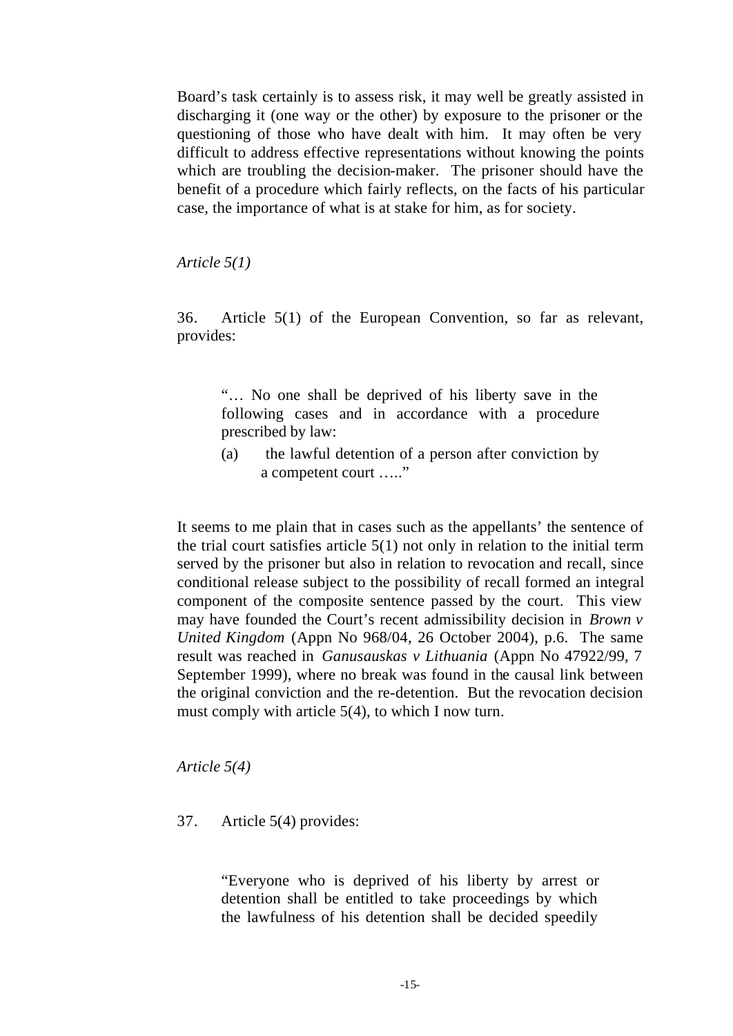Board's task certainly is to assess risk, it may well be greatly assisted in discharging it (one way or the other) by exposure to the prisoner or the questioning of those who have dealt with him. It may often be very difficult to address effective representations without knowing the points which are troubling the decision-maker. The prisoner should have the benefit of a procedure which fairly reflects, on the facts of his particular case, the importance of what is at stake for him, as for society.

*Article 5(1)*

36. Article 5(1) of the European Convention, so far as relevant, provides:

> "… No one shall be deprived of his liberty save in the following cases and in accordance with a procedure prescribed by law:
>
> (a) the lawful detention of a person after conviction by a competent court ….."

It seems to me plain that in cases such as the appellants' the sentence of the trial court satisfies article 5(1) not only in relation to the initial term served by the prisoner but also in relation to revocation and recall, since conditional release subject to the possibility of recall formed an integral component of the composite sentence passed by the court. This view may have founded the Court's recent admissibility decision in *Brown v United Kingdom* (Appn No 968/04, 26 October 2004), p.6. The same result was reached in *Ganusauskas v Lithuania* (Appn No 47922/99, 7 September 1999), where no break was found in the causal link between the original conviction and the re-detention. But the revocation decision must comply with article 5(4), to which I now turn.

*Article 5(4)*

37. Article 5(4) provides:

> "Everyone who is deprived of his liberty by arrest or detention shall be entitled to take proceedings by which the lawfulness of his detention shall be decided speedily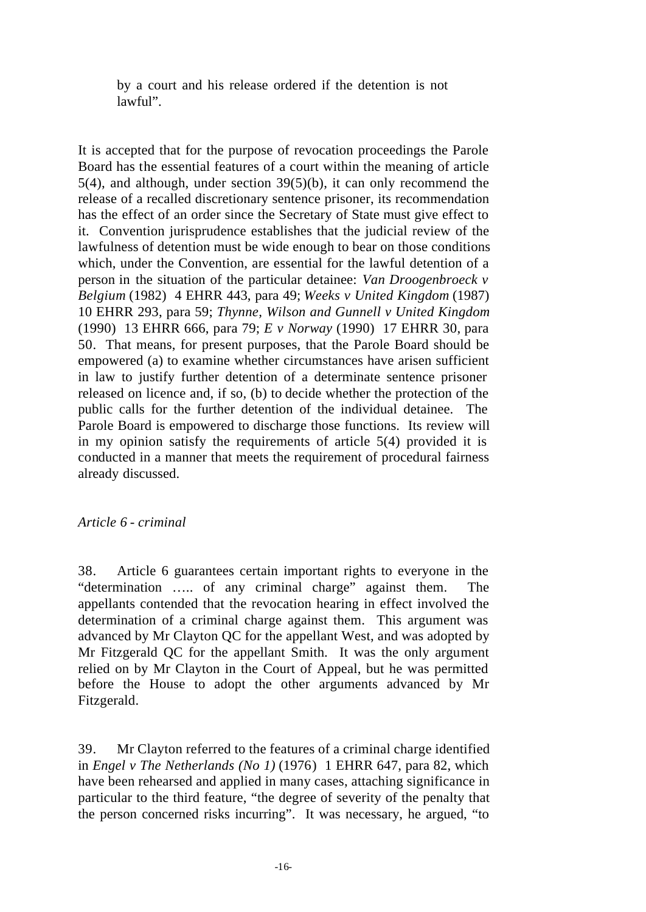> by a court and his release ordered if the detention is not lawful".

It is accepted that for the purpose of revocation proceedings the Parole Board has the essential features of a court within the meaning of article 5(4), and although, under section 39(5)(b), it can only recommend the release of a recalled discretionary sentence prisoner, its recommendation has the effect of an order since the Secretary of State must give effect to it. Convention jurisprudence establishes that the judicial review of the lawfulness of detention must be wide enough to bear on those conditions which, under the Convention, are essential for the lawful detention of a person in the situation of the particular detainee: *Van Droogenbroeck v Belgium* (1982) 4 EHRR 443, para 49; *Weeks v United Kingdom* (1987) 10 EHRR 293, para 59; *Thynne, Wilson and Gunnell v United Kingdom* (1990) 13 EHRR 666, para 79; *E v Norway* (1990) 17 EHRR 30, para 50. That means, for present purposes, that the Parole Board should be empowered (a) to examine whether circumstances have arisen sufficient in law to justify further detention of a determinate sentence prisoner released on licence and, if so, (b) to decide whether the protection of the public calls for the further detention of the individual detainee. The Parole Board is empowered to discharge those functions. Its review will in my opinion satisfy the requirements of article 5(4) provided it is conducted in a manner that meets the requirement of procedural fairness already discussed.

*Article 6 - criminal*

38. Article 6 guarantees certain important rights to everyone in the "determination ….. of any criminal charge" against them. The appellants contended that the revocation hearing in effect involved the determination of a criminal charge against them. This argument was advanced by Mr Clayton QC for the appellant West, and was adopted by Mr Fitzgerald QC for the appellant Smith. It was the only argument relied on by Mr Clayton in the Court of Appeal, but he was permitted before the House to adopt the other arguments advanced by Mr Fitzgerald.

39. Mr Clayton referred to the features of a criminal charge identified in *Engel v The Netherlands (No 1)* (1976) 1 EHRR 647, para 82, which have been rehearsed and applied in many cases, attaching significance in particular to the third feature, "the degree of severity of the penalty that the person concerned risks incurring". It was necessary, he argued, "to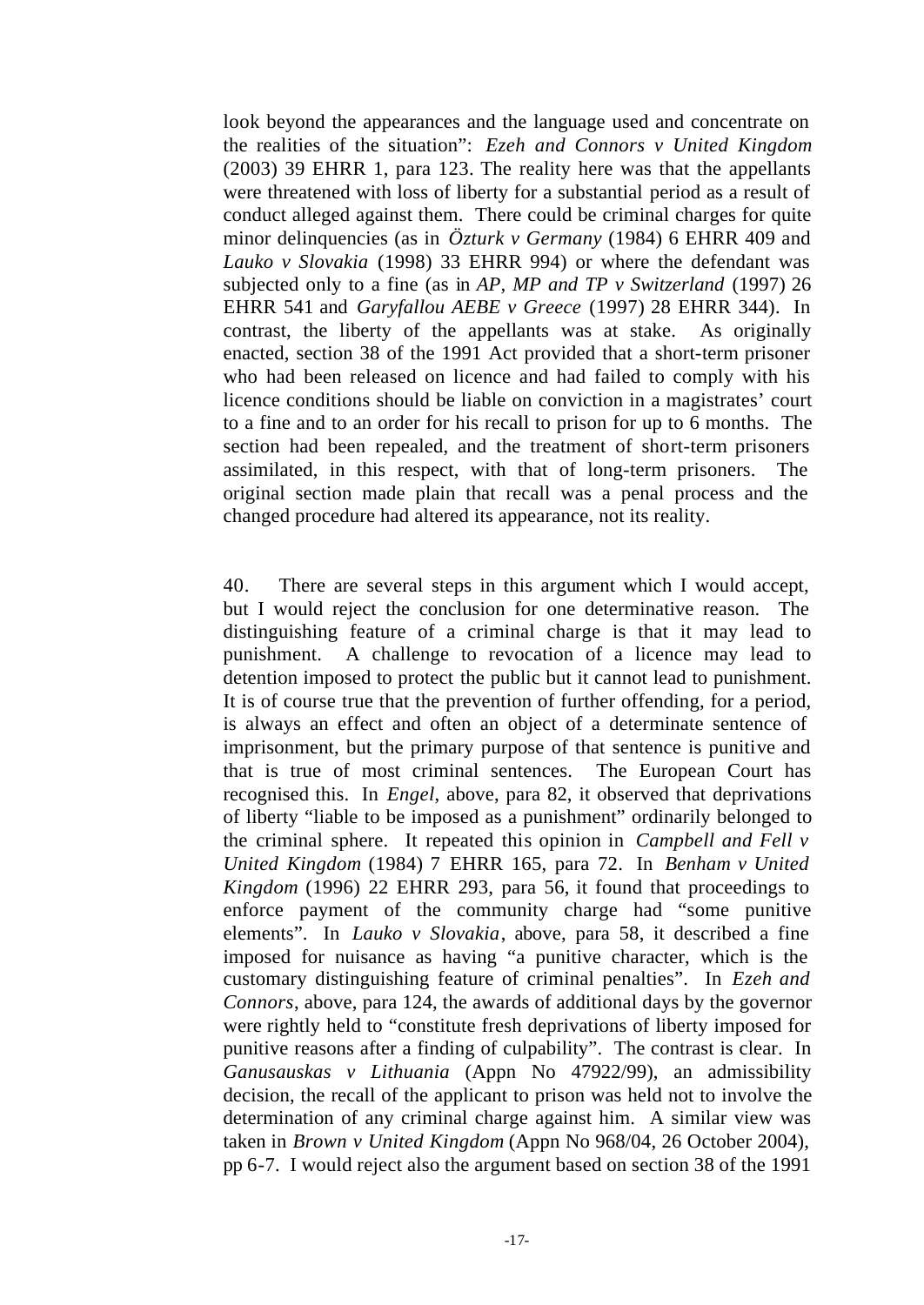look beyond the appearances and the language used and concentrate on the realities of the situation": *Ezeh and Connors v United Kingdom* (2003) 39 EHRR 1, para 123. The reality here was that the appellants were threatened with loss of liberty for a substantial period as a result of conduct alleged against them. There could be criminal charges for quite minor delinquencies (as in *Özturk v Germany* (1984) 6 EHRR 409 and *Lauko v Slovakia* (1998) 33 EHRR 994) or where the defendant was subjected only to a fine (as in *AP, MP and TP v Switzerland* (1997) 26 EHRR 541 and *Garyfallou AEBE v Greece* (1997) 28 EHRR 344). In contrast, the liberty of the appellants was at stake. As originally enacted, section 38 of the 1991 Act provided that a short-term prisoner who had been released on licence and had failed to comply with his licence conditions should be liable on conviction in a magistrates' court to a fine and to an order for his recall to prison for up to 6 months. The section had been repealed, and the treatment of short-term prisoners assimilated, in this respect, with that of long-term prisoners. The original section made plain that recall was a penal process and the changed procedure had altered its appearance, not its reality.

40. There are several steps in this argument which I would accept, but I would reject the conclusion for one determinative reason. The distinguishing feature of a criminal charge is that it may lead to punishment. A challenge to revocation of a licence may lead to detention imposed to protect the public but it cannot lead to punishment. It is of course true that the prevention of further offending, for a period, is always an effect and often an object of a determinate sentence of imprisonment, but the primary purpose of that sentence is punitive and that is true of most criminal sentences. The European Court has recognised this. In *Engel*, above, para 82, it observed that deprivations of liberty "liable to be imposed as a punishment" ordinarily belonged to the criminal sphere. It repeated this opinion in *Campbell and Fell v United Kingdom* (1984) 7 EHRR 165, para 72. In *Benham v United Kingdom* (1996) 22 EHRR 293, para 56, it found that proceedings to enforce payment of the community charge had "some punitive elements". In *Lauko v Slovakia*, above, para 58, it described a fine imposed for nuisance as having "a punitive character, which is the customary distinguishing feature of criminal penalties". In *Ezeh and Connors*, above, para 124, the awards of additional days by the governor were rightly held to "constitute fresh deprivations of liberty imposed for punitive reasons after a finding of culpability". The contrast is clear. In *Ganusauskas v Lithuania* (Appn No 47922/99), an admissibility decision, the recall of the applicant to prison was held not to involve the determination of any criminal charge against him. A similar view was taken in *Brown v United Kingdom* (Appn No 968/04, 26 October 2004), pp 6-7. I would reject also the argument based on section 38 of the 1991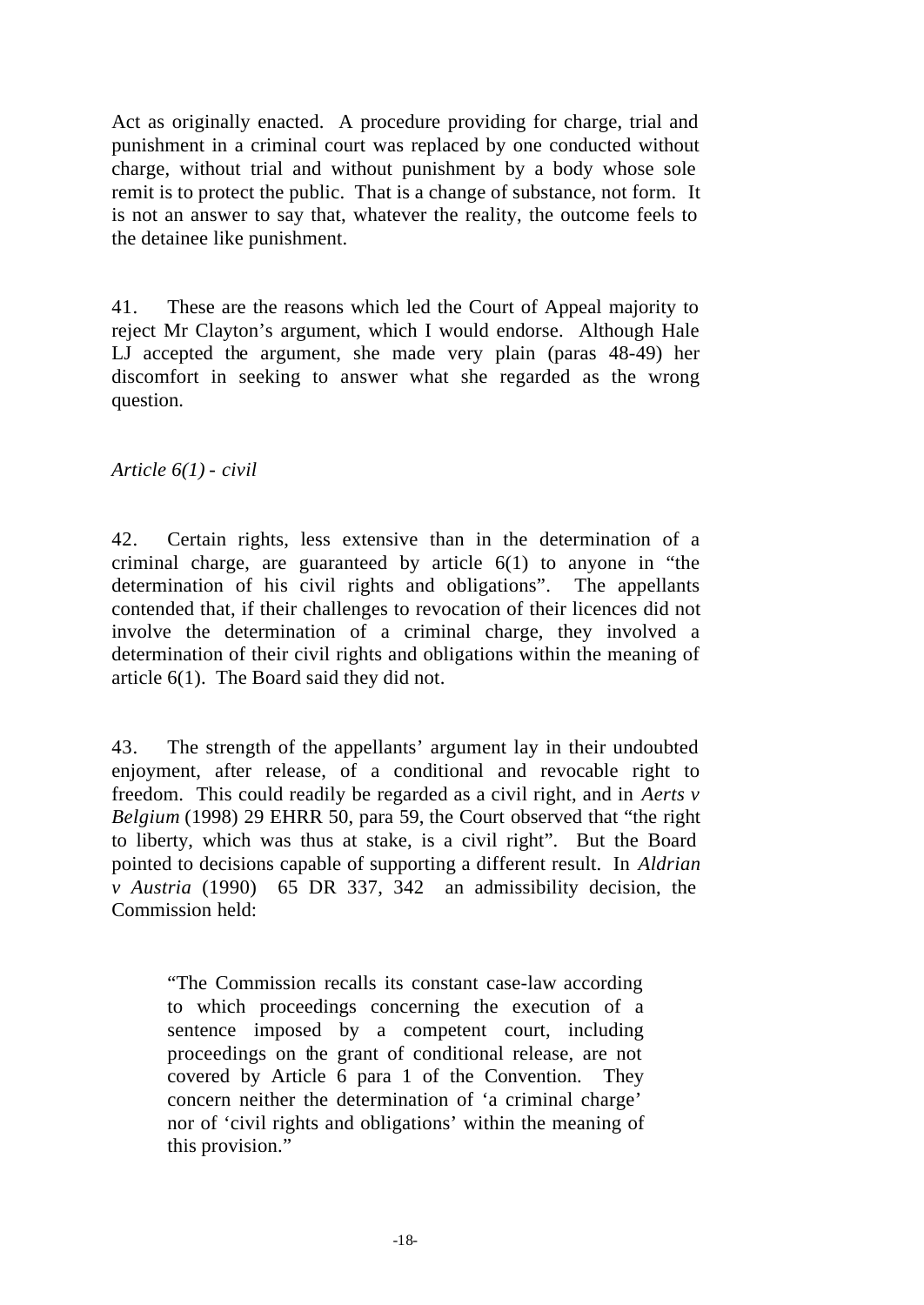Act as originally enacted. A procedure providing for charge, trial and punishment in a criminal court was replaced by one conducted without charge, without trial and without punishment by a body whose sole remit is to protect the public. That is a change of substance, not form. It is not an answer to say that, whatever the reality, the outcome feels to the detainee like punishment.

41. These are the reasons which led the Court of Appeal majority to reject Mr Clayton's argument, which I would endorse. Although Hale LJ accepted the argument, she made very plain (paras 48-49) her discomfort in seeking to answer what she regarded as the wrong question.

*Article 6(1) - civil*

42. Certain rights, less extensive than in the determination of a criminal charge, are guaranteed by article 6(1) to anyone in "the determination of his civil rights and obligations". The appellants contended that, if their challenges to revocation of their licences did not involve the determination of a criminal charge, they involved a determination of their civil rights and obligations within the meaning of article 6(1). The Board said they did not.

43. The strength of the appellants' argument lay in their undoubted enjoyment, after release, of a conditional and revocable right to freedom. This could readily be regarded as a civil right, and in *Aerts v Belgium* (1998) 29 EHRR 50, para 59, the Court observed that "the right to liberty, which was thus at stake, is a civil right". But the Board pointed to decisions capable of supporting a different result. In *Aldrian v Austria* (1990) 65 DR 337, 342 an admissibility decision, the Commission held:

> "The Commission recalls its constant case-law according to which proceedings concerning the execution of a sentence imposed by a competent court, including proceedings on the grant of conditional release, are not covered by Article 6 para 1 of the Convention. They concern neither the determination of 'a criminal charge' nor of 'civil rights and obligations' within the meaning of this provision."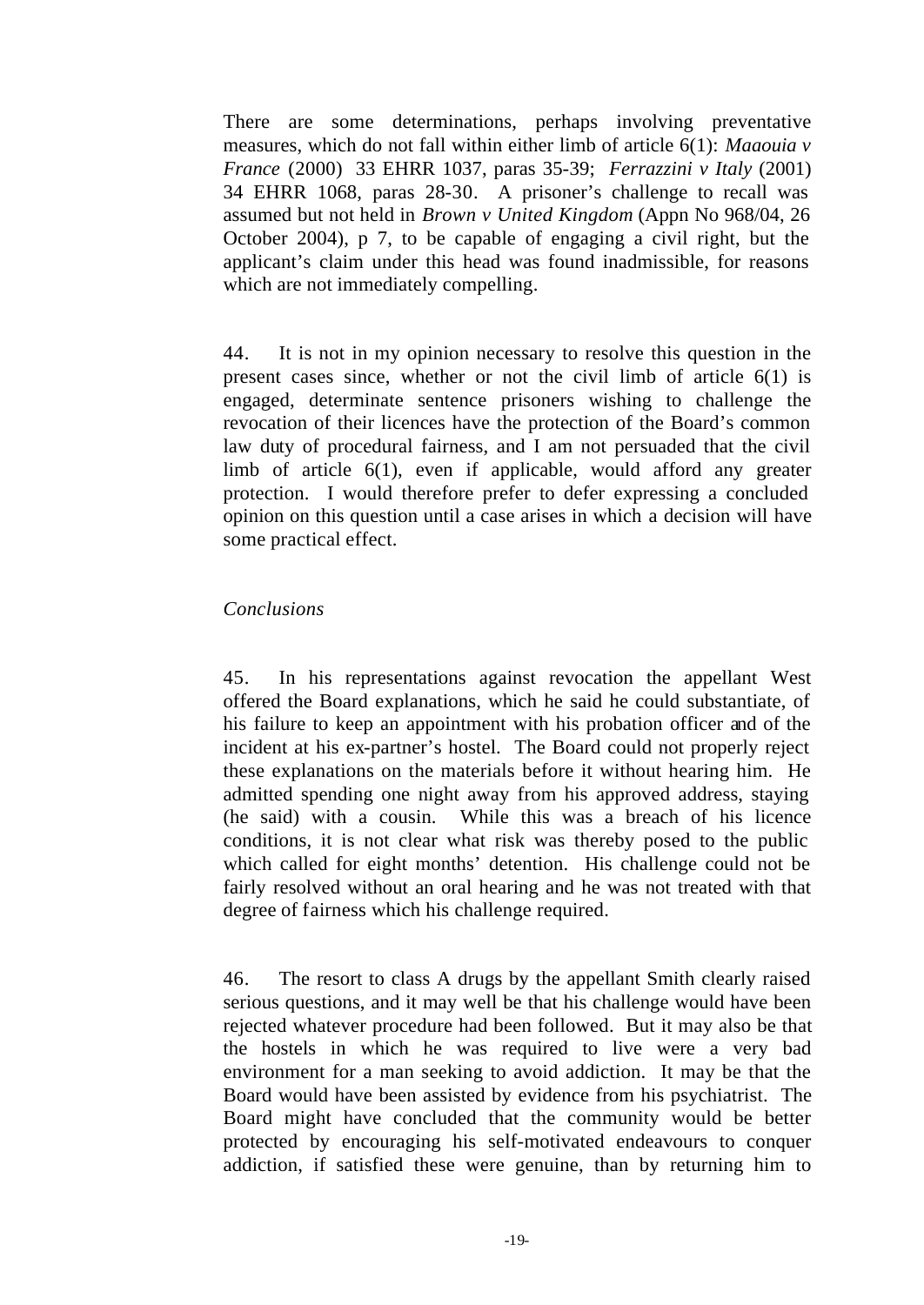There are some determinations, perhaps involving preventative measures, which do not fall within either limb of article 6(1): *Maaouia v France* (2000) 33 EHRR 1037, paras 35-39; *Ferrazzini v Italy* (2001) 34 EHRR 1068, paras 28-30. A prisoner's challenge to recall was assumed but not held in *Brown v United Kingdom* (Appn No 968/04, 26 October 2004), p 7, to be capable of engaging a civil right, but the applicant's claim under this head was found inadmissible, for reasons which are not immediately compelling.

44. It is not in my opinion necessary to resolve this question in the present cases since, whether or not the civil limb of article 6(1) is engaged, determinate sentence prisoners wishing to challenge the revocation of their licences have the protection of the Board's common law duty of procedural fairness, and I am not persuaded that the civil limb of article 6(1), even if applicable, would afford any greater protection. I would therefore prefer to defer expressing a concluded opinion on this question until a case arises in which a decision will have some practical effect.

*Conclusions*

45. In his representations against revocation the appellant West offered the Board explanations, which he said he could substantiate, of his failure to keep an appointment with his probation officer and of the incident at his ex-partner's hostel. The Board could not properly reject these explanations on the materials before it without hearing him. He admitted spending one night away from his approved address, staying (he said) with a cousin. While this was a breach of his licence conditions, it is not clear what risk was thereby posed to the public which called for eight months' detention. His challenge could not be fairly resolved without an oral hearing and he was not treated with that degree of fairness which his challenge required.

46. The resort to class A drugs by the appellant Smith clearly raised serious questions, and it may well be that his challenge would have been rejected whatever procedure had been followed. But it may also be that the hostels in which he was required to live were a very bad environment for a man seeking to avoid addiction. It may be that the Board would have been assisted by evidence from his psychiatrist. The Board might have concluded that the community would be better protected by encouraging his self-motivated endeavours to conquer addiction, if satisfied these were genuine, than by returning him to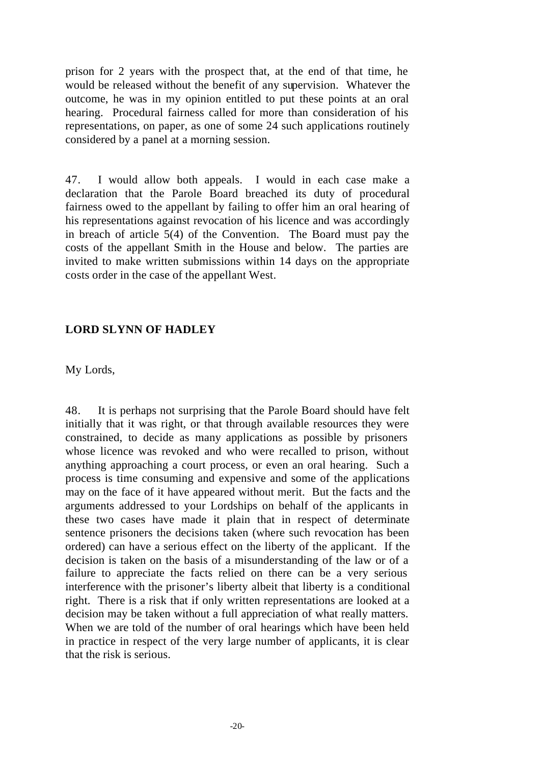prison for 2 years with the prospect that, at the end of that time, he would be released without the benefit of any supervision. Whatever the outcome, he was in my opinion entitled to put these points at an oral hearing. Procedural fairness called for more than consideration of his representations, on paper, as one of some 24 such applications routinely considered by a panel at a morning session.

47. I would allow both appeals. I would in each case make a declaration that the Parole Board breached its duty of procedural fairness owed to the appellant by failing to offer him an oral hearing of his representations against revocation of his licence and was accordingly in breach of article 5(4) of the Convention. The Board must pay the costs of the appellant Smith in the House and below. The parties are invited to make written submissions within 14 days on the appropriate costs order in the case of the appellant West.

**LORD SLYNN OF HADLEY**

My Lords,

48. It is perhaps not surprising that the Parole Board should have felt initially that it was right, or that through available resources they were constrained, to decide as many applications as possible by prisoners whose licence was revoked and who were recalled to prison, without anything approaching a court process, or even an oral hearing. Such a process is time consuming and expensive and some of the applications may on the face of it have appeared without merit. But the facts and the arguments addressed to your Lordships on behalf of the applicants in these two cases have made it plain that in respect of determinate sentence prisoners the decisions taken (where such revocation has been ordered) can have a serious effect on the liberty of the applicant. If the decision is taken on the basis of a misunderstanding of the law or of a failure to appreciate the facts relied on there can be a very serious interference with the prisoner's liberty albeit that liberty is a conditional right. There is a risk that if only written representations are looked at a decision may be taken without a full appreciation of what really matters. When we are told of the number of oral hearings which have been held in practice in respect of the very large number of applicants, it is clear that the risk is serious.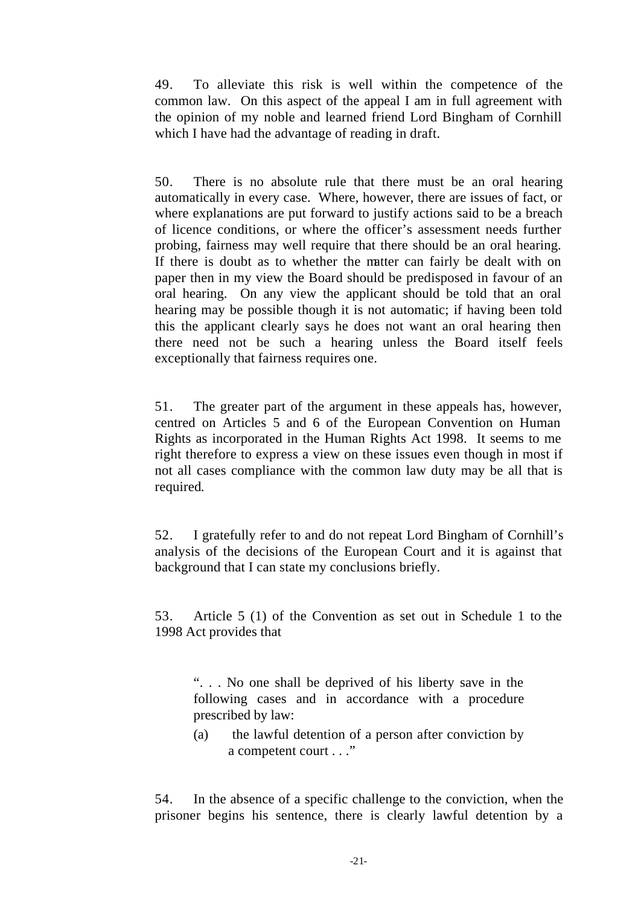49. To alleviate this risk is well within the competence of the common law. On this aspect of the appeal I am in full agreement with the opinion of my noble and learned friend Lord Bingham of Cornhill which I have had the advantage of reading in draft.

50. There is no absolute rule that there must be an oral hearing automatically in every case. Where, however, there are issues of fact, or where explanations are put forward to justify actions said to be a breach of licence conditions, or where the officer's assessment needs further probing, fairness may well require that there should be an oral hearing. If there is doubt as to whether the matter can fairly be dealt with on paper then in my view the Board should be predisposed in favour of an oral hearing. On any view the applicant should be told that an oral hearing may be possible though it is not automatic; if having been told this the applicant clearly says he does not want an oral hearing then there need not be such a hearing unless the Board itself feels exceptionally that fairness requires one.

51. The greater part of the argument in these appeals has, however, centred on Articles 5 and 6 of the European Convention on Human Rights as incorporated in the Human Rights Act 1998. It seems to me right therefore to express a view on these issues even though in most if not all cases compliance with the common law duty may be all that is required.

52. I gratefully refer to and do not repeat Lord Bingham of Cornhill's analysis of the decisions of the European Court and it is against that background that I can state my conclusions briefly.

53. Article 5 (1) of the Convention as set out in Schedule 1 to the 1998 Act provides that

> ". . . No one shall be deprived of his liberty save in the following cases and in accordance with a procedure prescribed by law:
>
> (a) the lawful detention of a person after conviction by a competent court . . ."

54. In the absence of a specific challenge to the conviction, when the prisoner begins his sentence, there is clearly lawful detention by a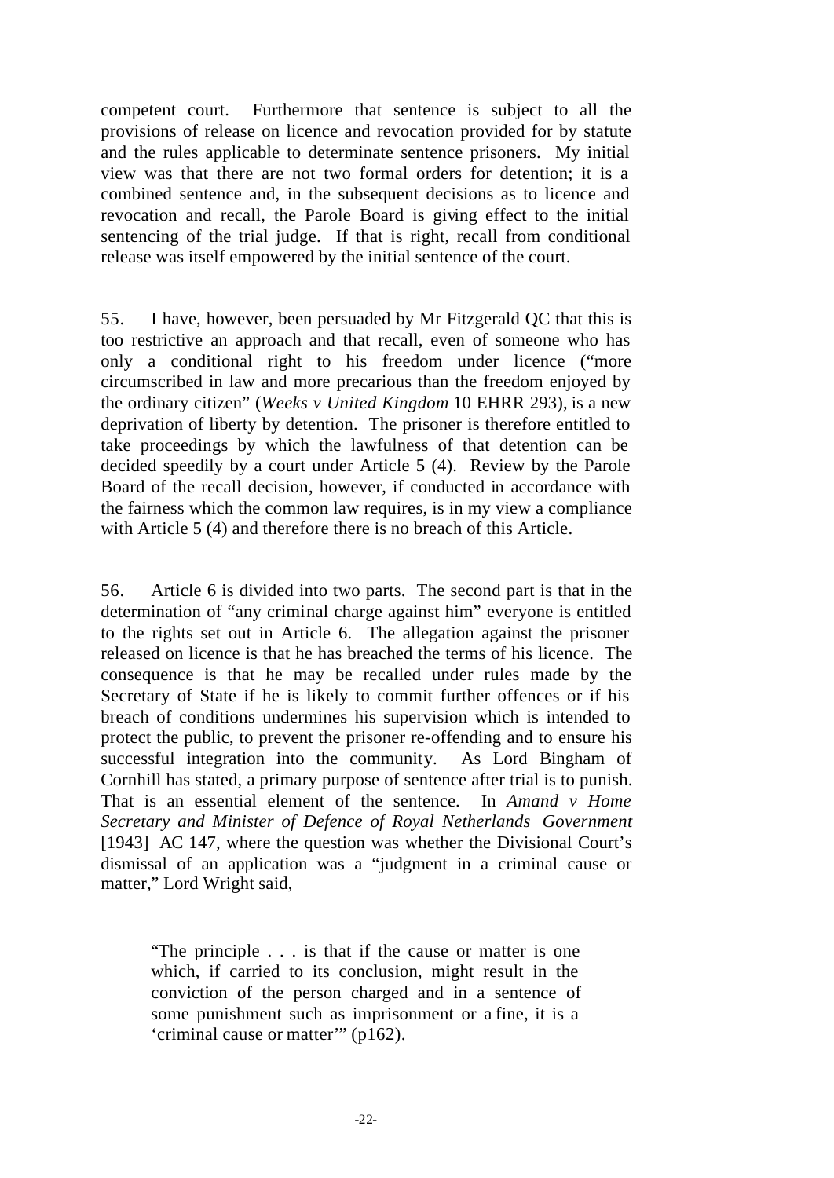competent court. Furthermore that sentence is subject to all the provisions of release on licence and revocation provided for by statute and the rules applicable to determinate sentence prisoners. My initial view was that there are not two formal orders for detention; it is a combined sentence and, in the subsequent decisions as to licence and revocation and recall, the Parole Board is giving effect to the initial sentencing of the trial judge. If that is right, recall from conditional release was itself empowered by the initial sentence of the court.

55. I have, however, been persuaded by Mr Fitzgerald QC that this is too restrictive an approach and that recall, even of someone who has only a conditional right to his freedom under licence ("more circumscribed in law and more precarious than the freedom enjoyed by the ordinary citizen" (*Weeks v United Kingdom* 10 EHRR 293), is a new deprivation of liberty by detention. The prisoner is therefore entitled to take proceedings by which the lawfulness of that detention can be decided speedily by a court under Article 5 (4). Review by the Parole Board of the recall decision, however, if conducted in accordance with the fairness which the common law requires, is in my view a compliance with Article 5 (4) and therefore there is no breach of this Article.

56. Article 6 is divided into two parts. The second part is that in the determination of "any criminal charge against him" everyone is entitled to the rights set out in Article 6. The allegation against the prisoner released on licence is that he has breached the terms of his licence. The consequence is that he may be recalled under rules made by the Secretary of State if he is likely to commit further offences or if his breach of conditions undermines his supervision which is intended to protect the public, to prevent the prisoner re-offending and to ensure his successful integration into the community. As Lord Bingham of Cornhill has stated, a primary purpose of sentence after trial is to punish. That is an essential element of the sentence. In *Amand v Home Secretary and Minister of Defence of Royal Netherlands Government* [1943] AC 147, where the question was whether the Divisional Court's dismissal of an application was a "judgment in a criminal cause or matter," Lord Wright said,

> "The principle . . . is that if the cause or matter is one which, if carried to its conclusion, might result in the conviction of the person charged and in a sentence of some punishment such as imprisonment or a fine, it is a 'criminal cause or matter'" (p162).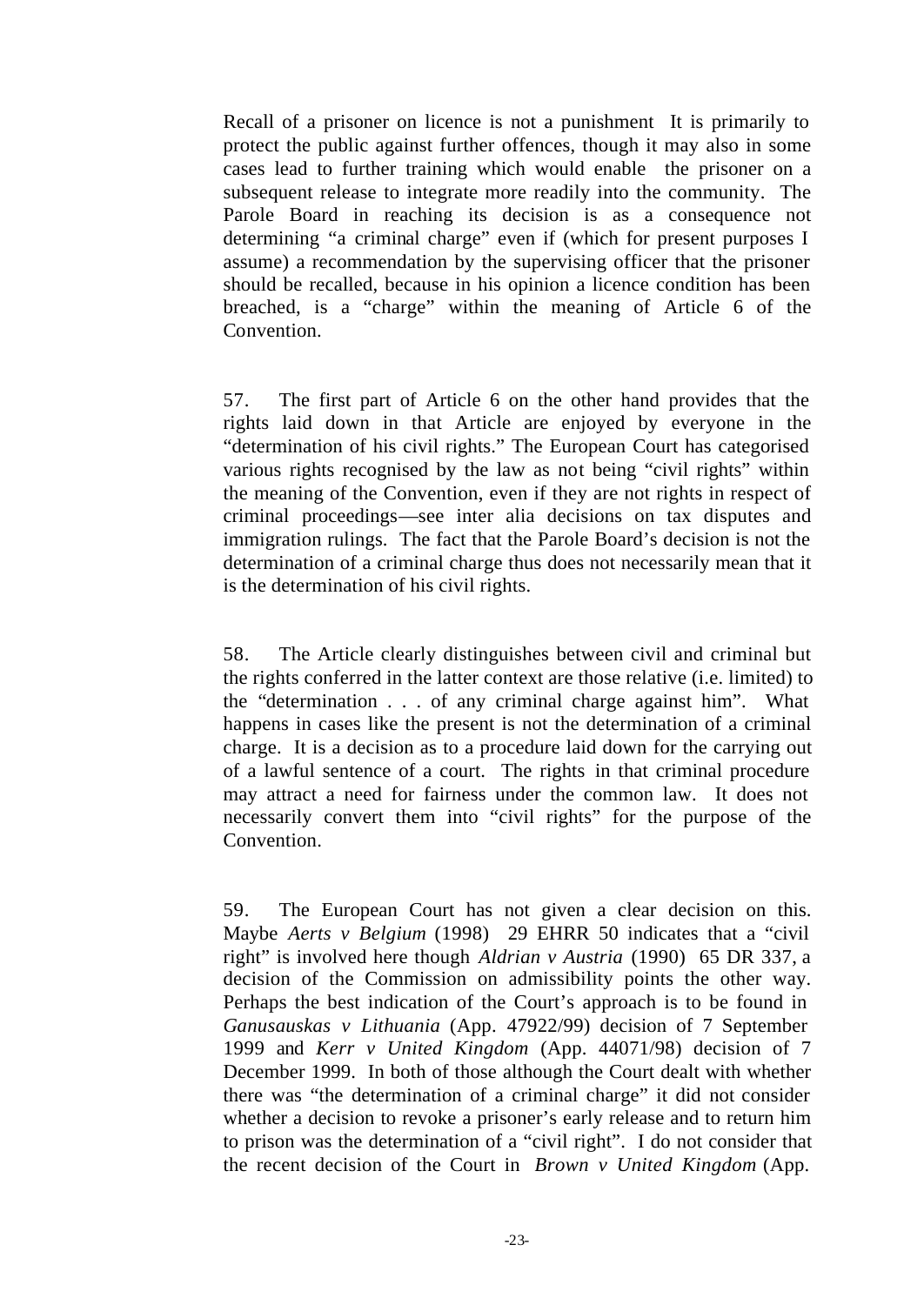Recall of a prisoner on licence is not a punishment It is primarily to protect the public against further offences, though it may also in some cases lead to further training which would enable the prisoner on a subsequent release to integrate more readily into the community. The Parole Board in reaching its decision is as a consequence not determining "a criminal charge" even if (which for present purposes I assume) a recommendation by the supervising officer that the prisoner should be recalled, because in his opinion a licence condition has been breached, is a "charge" within the meaning of Article 6 of the Convention.

57. The first part of Article 6 on the other hand provides that the rights laid down in that Article are enjoyed by everyone in the "determination of his civil rights." The European Court has categorised various rights recognised by the law as not being "civil rights" within the meaning of the Convention, even if they are not rights in respect of criminal proceedings—see inter alia decisions on tax disputes and immigration rulings. The fact that the Parole Board's decision is not the determination of a criminal charge thus does not necessarily mean that it is the determination of his civil rights.

58. The Article clearly distinguishes between civil and criminal but the rights conferred in the latter context are those relative (i.e. limited) to the "determination . . . of any criminal charge against him". What happens in cases like the present is not the determination of a criminal charge. It is a decision as to a procedure laid down for the carrying out of a lawful sentence of a court. The rights in that criminal procedure may attract a need for fairness under the common law. It does not necessarily convert them into "civil rights" for the purpose of the Convention.

59. The European Court has not given a clear decision on this. Maybe *Aerts v Belgium* (1998) 29 EHRR 50 indicates that a "civil right" is involved here though *Aldrian v Austria* (1990) 65 DR 337, a decision of the Commission on admissibility points the other way. Perhaps the best indication of the Court's approach is to be found in *Ganusauskas v Lithuania* (App. 47922/99) decision of 7 September 1999 and *Kerr v United Kingdom* (App. 44071/98) decision of 7 December 1999. In both of those although the Court dealt with whether there was "the determination of a criminal charge" it did not consider whether a decision to revoke a prisoner's early release and to return him to prison was the determination of a "civil right". I do not consider that the recent decision of the Court in *Brown v United Kingdom* (App.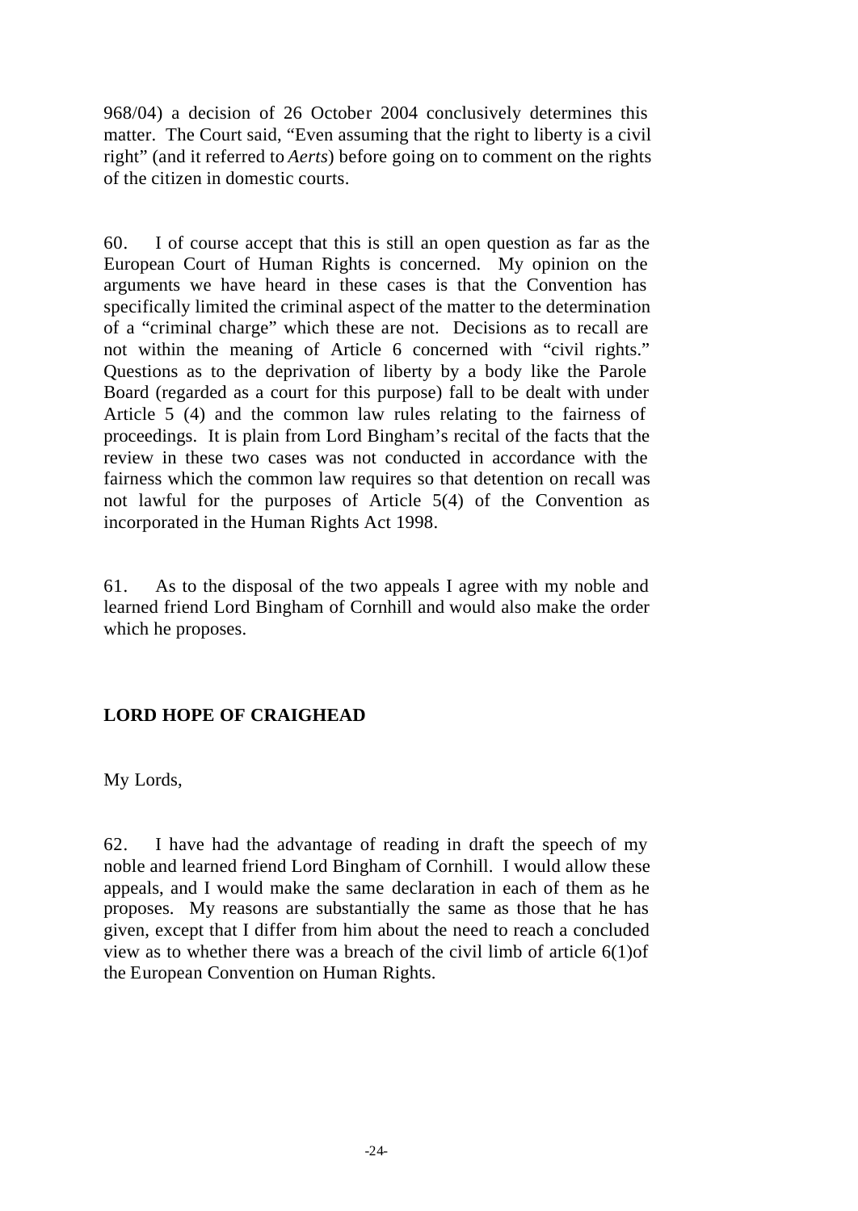968/04) a decision of 26 October 2004 conclusively determines this matter. The Court said, "Even assuming that the right to liberty is a civil right" (and it referred to *Aerts*) before going on to comment on the rights of the citizen in domestic courts.

60. I of course accept that this is still an open question as far as the European Court of Human Rights is concerned. My opinion on the arguments we have heard in these cases is that the Convention has specifically limited the criminal aspect of the matter to the determination of a "criminal charge" which these are not. Decisions as to recall are not within the meaning of Article 6 concerned with "civil rights." Questions as to the deprivation of liberty by a body like the Parole Board (regarded as a court for this purpose) fall to be dealt with under Article 5 (4) and the common law rules relating to the fairness of proceedings. It is plain from Lord Bingham's recital of the facts that the review in these two cases was not conducted in accordance with the fairness which the common law requires so that detention on recall was not lawful for the purposes of Article 5(4) of the Convention as incorporated in the Human Rights Act 1998.

61. As to the disposal of the two appeals I agree with my noble and learned friend Lord Bingham of Cornhill and would also make the order which he proposes.

**LORD HOPE OF CRAIGHEAD**

My Lords,

62. I have had the advantage of reading in draft the speech of my noble and learned friend Lord Bingham of Cornhill. I would allow these appeals, and I would make the same declaration in each of them as he proposes. My reasons are substantially the same as those that he has given, except that I differ from him about the need to reach a concluded view as to whether there was a breach of the civil limb of article 6(1)of the European Convention on Human Rights.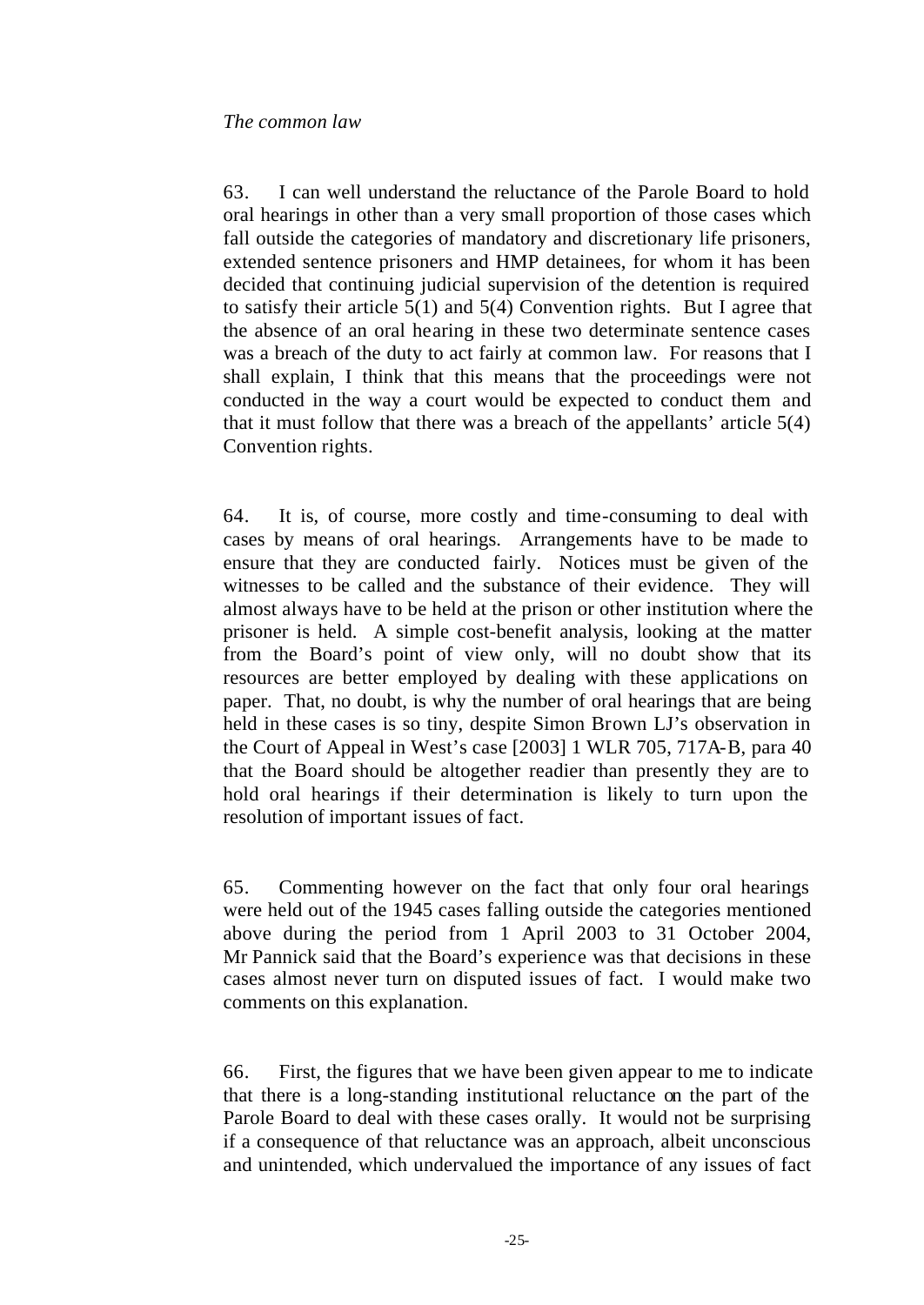*The common law*

63. I can well understand the reluctance of the Parole Board to hold oral hearings in other than a very small proportion of those cases which fall outside the categories of mandatory and discretionary life prisoners, extended sentence prisoners and HMP detainees, for whom it has been decided that continuing judicial supervision of the detention is required to satisfy their article 5(1) and 5(4) Convention rights. But I agree that the absence of an oral hearing in these two determinate sentence cases was a breach of the duty to act fairly at common law. For reasons that I shall explain, I think that this means that the proceedings were not conducted in the way a court would be expected to conduct them and that it must follow that there was a breach of the appellants' article 5(4) Convention rights.

64. It is, of course, more costly and time-consuming to deal with cases by means of oral hearings. Arrangements have to be made to ensure that they are conducted fairly. Notices must be given of the witnesses to be called and the substance of their evidence. They will almost always have to be held at the prison or other institution where the prisoner is held. A simple cost-benefit analysis, looking at the matter from the Board's point of view only, will no doubt show that its resources are better employed by dealing with these applications on paper. That, no doubt, is why the number of oral hearings that are being held in these cases is so tiny, despite Simon Brown LJ's observation in the Court of Appeal in West's case [2003] 1 WLR 705, 717A-B, para 40 that the Board should be altogether readier than presently they are to hold oral hearings if their determination is likely to turn upon the resolution of important issues of fact.

65. Commenting however on the fact that only four oral hearings were held out of the 1945 cases falling outside the categories mentioned above during the period from 1 April 2003 to 31 October 2004, Mr Pannick said that the Board's experience was that decisions in these cases almost never turn on disputed issues of fact. I would make two comments on this explanation.

66. First, the figures that we have been given appear to me to indicate that there is a long-standing institutional reluctance on the part of the Parole Board to deal with these cases orally. It would not be surprising if a consequence of that reluctance was an approach, albeit unconscious and unintended, which undervalued the importance of any issues of fact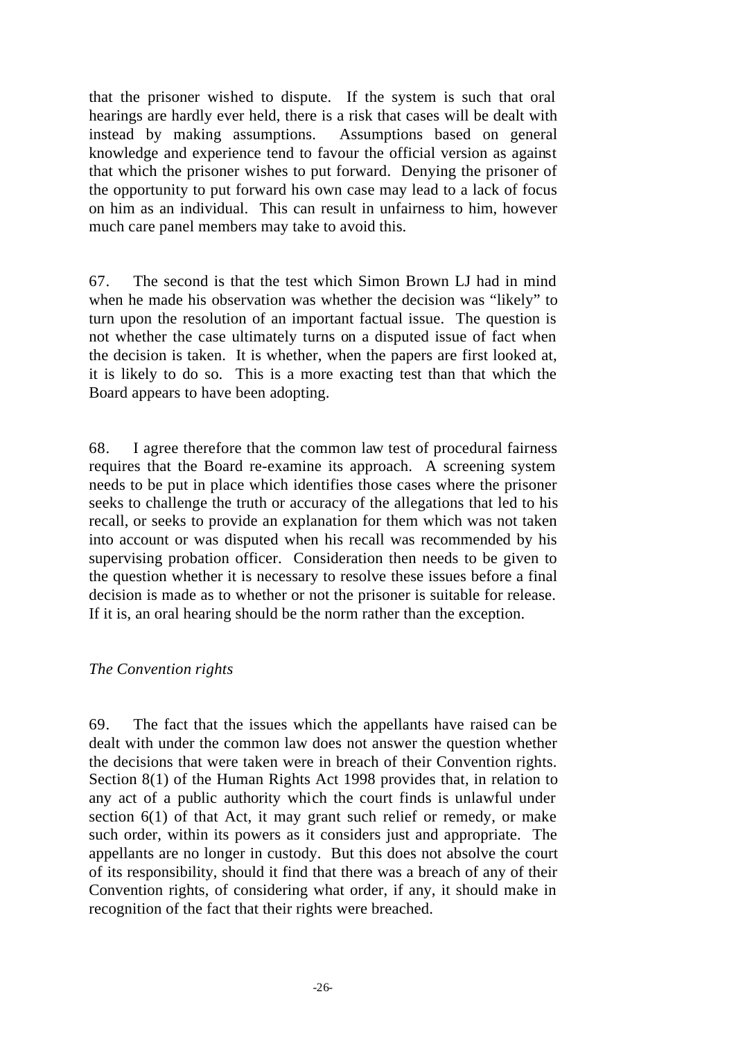that the prisoner wished to dispute. If the system is such that oral hearings are hardly ever held, there is a risk that cases will be dealt with instead by making assumptions. Assumptions based on general knowledge and experience tend to favour the official version as against that which the prisoner wishes to put forward. Denying the prisoner of the opportunity to put forward his own case may lead to a lack of focus on him as an individual. This can result in unfairness to him, however much care panel members may take to avoid this.

67. The second is that the test which Simon Brown LJ had in mind when he made his observation was whether the decision was "likely" to turn upon the resolution of an important factual issue. The question is not whether the case ultimately turns on a disputed issue of fact when the decision is taken. It is whether, when the papers are first looked at, it is likely to do so. This is a more exacting test than that which the Board appears to have been adopting.

68. I agree therefore that the common law test of procedural fairness requires that the Board re-examine its approach. A screening system needs to be put in place which identifies those cases where the prisoner seeks to challenge the truth or accuracy of the allegations that led to his recall, or seeks to provide an explanation for them which was not taken into account or was disputed when his recall was recommended by his supervising probation officer. Consideration then needs to be given to the question whether it is necessary to resolve these issues before a final decision is made as to whether or not the prisoner is suitable for release. If it is, an oral hearing should be the norm rather than the exception.

*The Convention rights*

69. The fact that the issues which the appellants have raised can be dealt with under the common law does not answer the question whether the decisions that were taken were in breach of their Convention rights. Section 8(1) of the Human Rights Act 1998 provides that, in relation to any act of a public authority which the court finds is unlawful under section 6(1) of that Act, it may grant such relief or remedy, or make such order, within its powers as it considers just and appropriate. The appellants are no longer in custody. But this does not absolve the court of its responsibility, should it find that there was a breach of any of their Convention rights, of considering what order, if any, it should make in recognition of the fact that their rights were breached.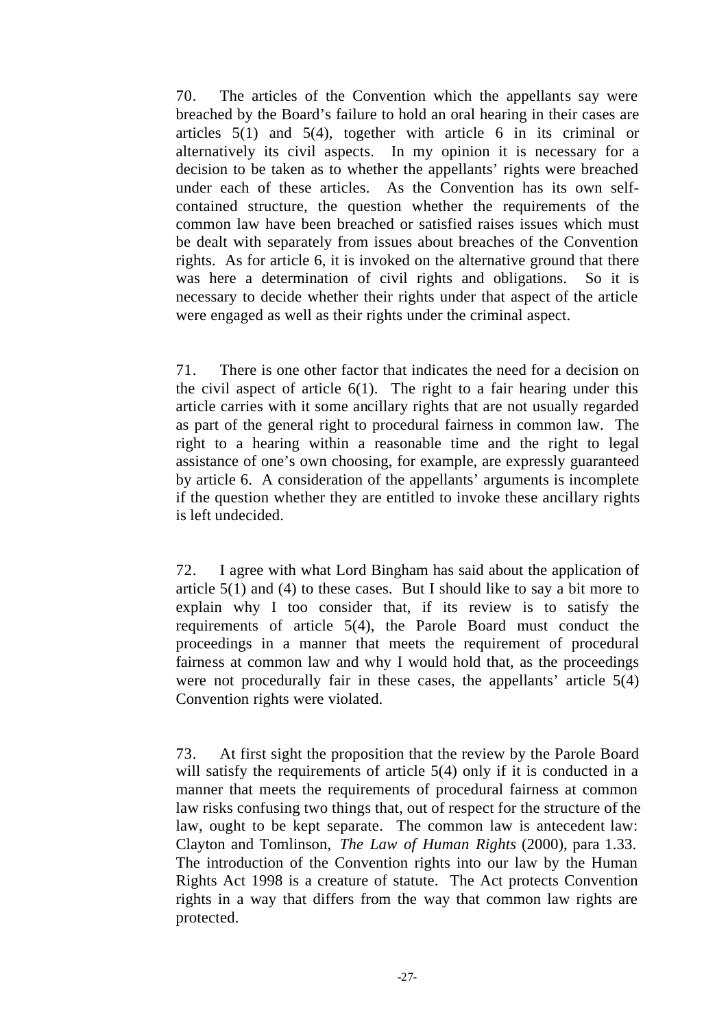70. The articles of the Convention which the appellants say were breached by the Board's failure to hold an oral hearing in their cases are articles 5(1) and 5(4), together with article 6 in its criminal or alternatively its civil aspects. In my opinion it is necessary for a decision to be taken as to whether the appellants' rights were breached under each of these articles. As the Convention has its own self-contained structure, the question whether the requirements of the common law have been breached or satisfied raises issues which must be dealt with separately from issues about breaches of the Convention rights. As for article 6, it is invoked on the alternative ground that there was here a determination of civil rights and obligations. So it is necessary to decide whether their rights under that aspect of the article were engaged as well as their rights under the criminal aspect.

71. There is one other factor that indicates the need for a decision on the civil aspect of article 6(1). The right to a fair hearing under this article carries with it some ancillary rights that are not usually regarded as part of the general right to procedural fairness in common law. The right to a hearing within a reasonable time and the right to legal assistance of one's own choosing, for example, are expressly guaranteed by article 6. A consideration of the appellants' arguments is incomplete if the question whether they are entitled to invoke these ancillary rights is left undecided.

72. I agree with what Lord Bingham has said about the application of article 5(1) and (4) to these cases. But I should like to say a bit more to explain why I too consider that, if its review is to satisfy the requirements of article 5(4), the Parole Board must conduct the proceedings in a manner that meets the requirement of procedural fairness at common law and why I would hold that, as the proceedings were not procedurally fair in these cases, the appellants' article 5(4) Convention rights were violated.

73. At first sight the proposition that the review by the Parole Board will satisfy the requirements of article 5(4) only if it is conducted in a manner that meets the requirements of procedural fairness at common law risks confusing two things that, out of respect for the structure of the law, ought to be kept separate. The common law is antecedent law: Clayton and Tomlinson, *The Law of Human Rights* (2000), para 1.33. The introduction of the Convention rights into our law by the Human Rights Act 1998 is a creature of statute. The Act protects Convention rights in a way that differs from the way that common law rights are protected.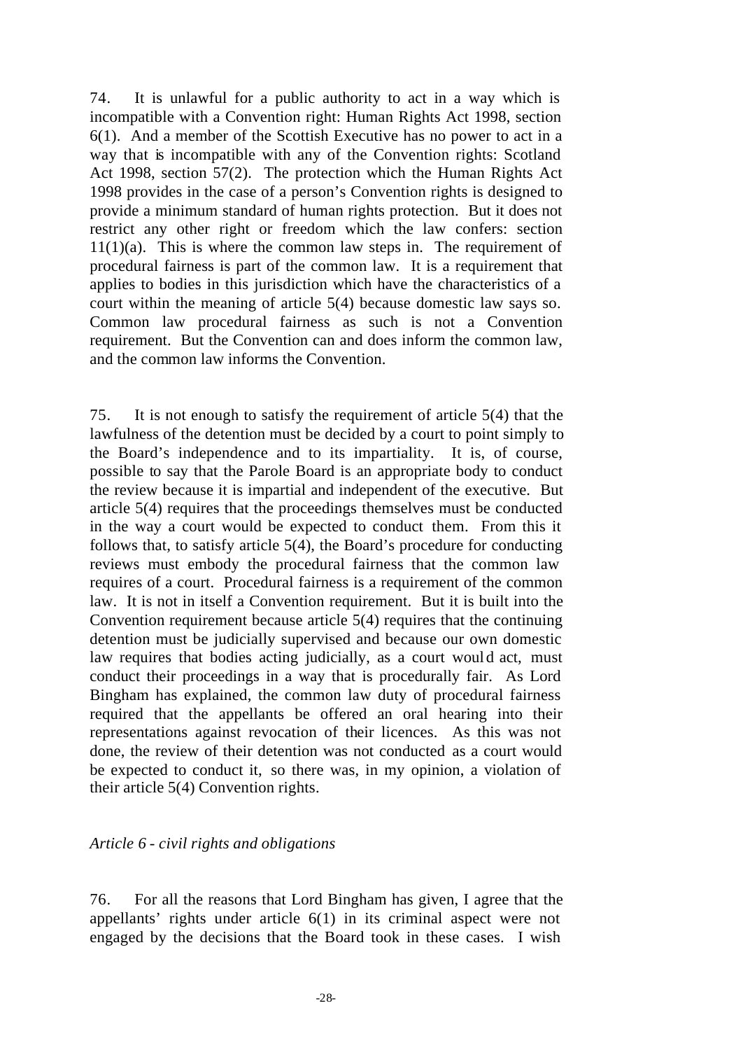74. It is unlawful for a public authority to act in a way which is incompatible with a Convention right: Human Rights Act 1998, section 6(1). And a member of the Scottish Executive has no power to act in a way that is incompatible with any of the Convention rights: Scotland Act 1998, section 57(2). The protection which the Human Rights Act 1998 provides in the case of a person's Convention rights is designed to provide a minimum standard of human rights protection. But it does not restrict any other right or freedom which the law confers: section 11(1)(a). This is where the common law steps in. The requirement of procedural fairness is part of the common law. It is a requirement that applies to bodies in this jurisdiction which have the characteristics of a court within the meaning of article 5(4) because domestic law says so. Common law procedural fairness as such is not a Convention requirement. But the Convention can and does inform the common law, and the common law informs the Convention.

75. It is not enough to satisfy the requirement of article 5(4) that the lawfulness of the detention must be decided by a court to point simply to the Board's independence and to its impartiality. It is, of course, possible to say that the Parole Board is an appropriate body to conduct the review because it is impartial and independent of the executive. But article 5(4) requires that the proceedings themselves must be conducted in the way a court would be expected to conduct them. From this it follows that, to satisfy article 5(4), the Board's procedure for conducting reviews must embody the procedural fairness that the common law requires of a court. Procedural fairness is a requirement of the common law. It is not in itself a Convention requirement. But it is built into the Convention requirement because article 5(4) requires that the continuing detention must be judicially supervised and because our own domestic law requires that bodies acting judicially, as a court would act, must conduct their proceedings in a way that is procedurally fair. As Lord Bingham has explained, the common law duty of procedural fairness required that the appellants be offered an oral hearing into their representations against revocation of their licences. As this was not done, the review of their detention was not conducted as a court would be expected to conduct it, so there was, in my opinion, a violation of their article 5(4) Convention rights.

*Article 6 - civil rights and obligations*

76. For all the reasons that Lord Bingham has given, I agree that the appellants' rights under article 6(1) in its criminal aspect were not engaged by the decisions that the Board took in these cases. I wish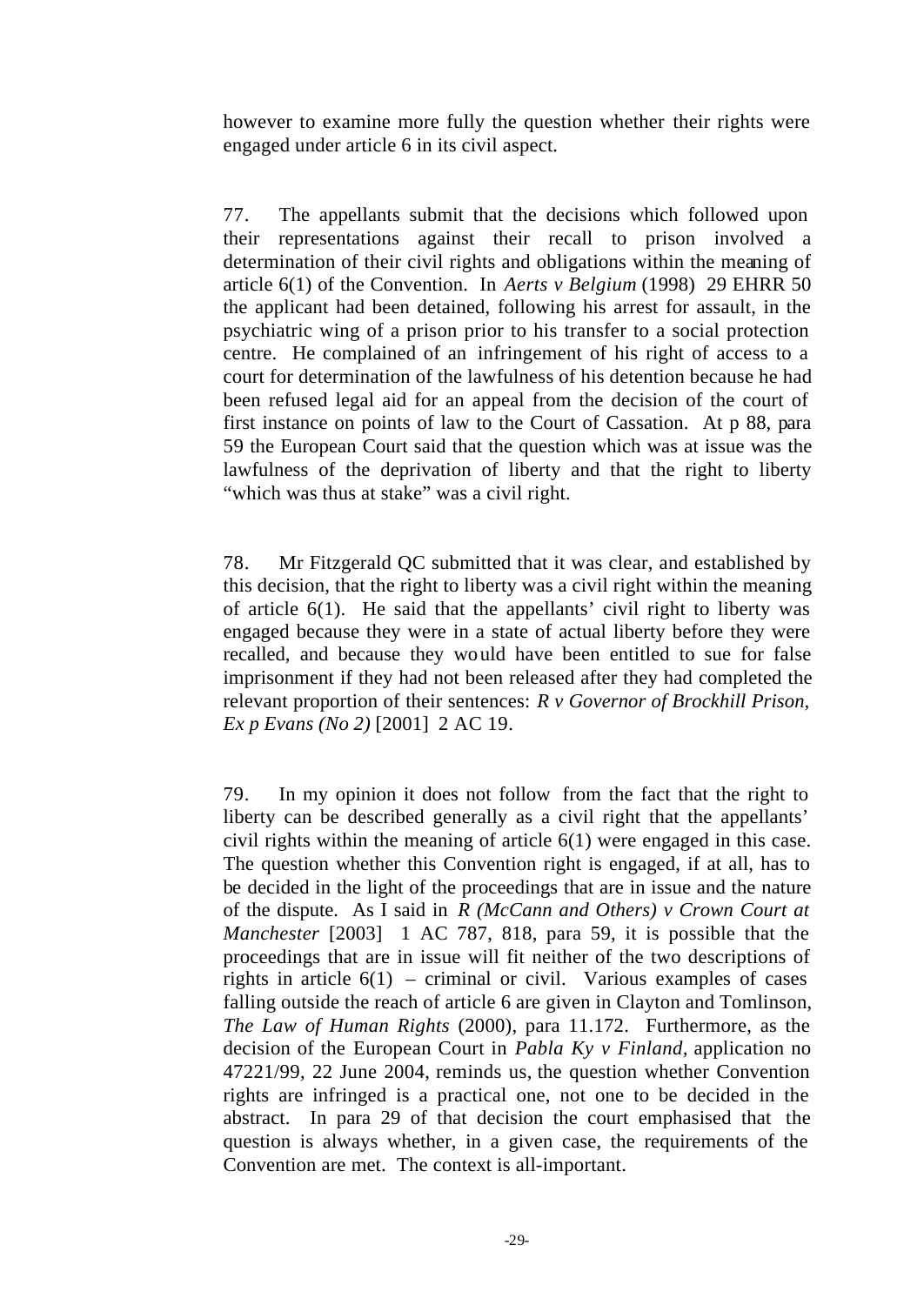however to examine more fully the question whether their rights were engaged under article 6 in its civil aspect.

77. The appellants submit that the decisions which followed upon their representations against their recall to prison involved a determination of their civil rights and obligations within the meaning of article 6(1) of the Convention. In *Aerts v Belgium* (1998) 29 EHRR 50 the applicant had been detained, following his arrest for assault, in the psychiatric wing of a prison prior to his transfer to a social protection centre. He complained of an infringement of his right of access to a court for determination of the lawfulness of his detention because he had been refused legal aid for an appeal from the decision of the court of first instance on points of law to the Court of Cassation. At p 88, para 59 the European Court said that the question which was at issue was the lawfulness of the deprivation of liberty and that the right to liberty "which was thus at stake" was a civil right.

78. Mr Fitzgerald QC submitted that it was clear, and established by this decision, that the right to liberty was a civil right within the meaning of article 6(1). He said that the appellants' civil right to liberty was engaged because they were in a state of actual liberty before they were recalled, and because they would have been entitled to sue for false imprisonment if they had not been released after they had completed the relevant proportion of their sentences: *R v Governor of Brockhill Prison, Ex p Evans (No 2)* [2001] 2 AC 19.

79. In my opinion it does not follow from the fact that the right to liberty can be described generally as a civil right that the appellants' civil rights within the meaning of article 6(1) were engaged in this case. The question whether this Convention right is engaged, if at all, has to be decided in the light of the proceedings that are in issue and the nature of the dispute. As I said in *R (McCann and Others) v Crown Court at Manchester* [2003] 1 AC 787, 818, para 59, it is possible that the proceedings that are in issue will fit neither of the two descriptions of rights in article 6(1) – criminal or civil. Various examples of cases falling outside the reach of article 6 are given in Clayton and Tomlinson, *The Law of Human Rights* (2000), para 11.172. Furthermore, as the decision of the European Court in *Pabla Ky v Finland*, application no 47221/99, 22 June 2004, reminds us, the question whether Convention rights are infringed is a practical one, not one to be decided in the abstract. In para 29 of that decision the court emphasised that the question is always whether, in a given case, the requirements of the Convention are met. The context is all-important.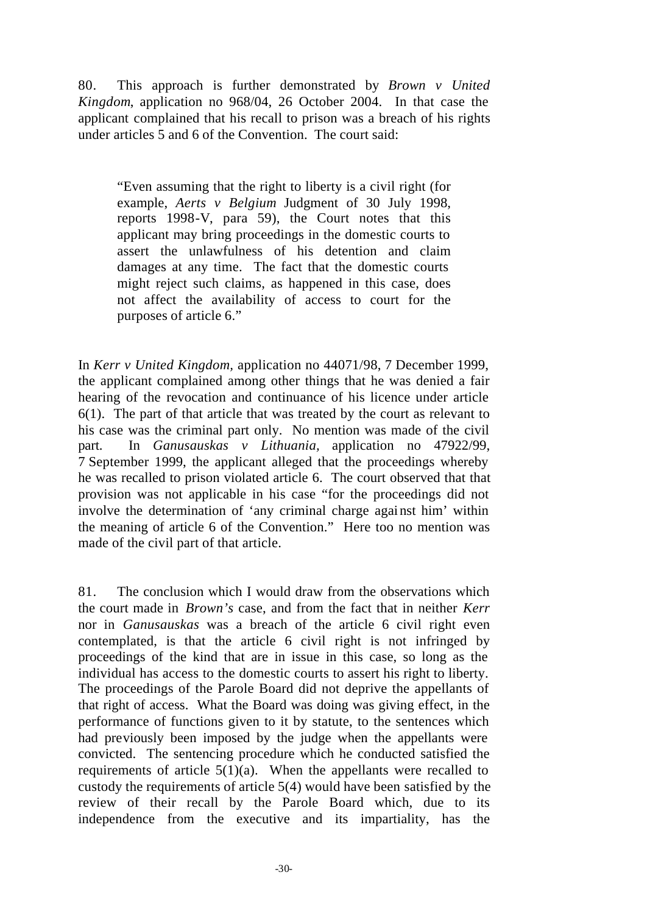80. This approach is further demonstrated by *Brown v United Kingdom*, application no 968/04, 26 October 2004. In that case the applicant complained that his recall to prison was a breach of his rights under articles 5 and 6 of the Convention. The court said:

> "Even assuming that the right to liberty is a civil right (for example, *Aerts v Belgium* Judgment of 30 July 1998, reports 1998-V, para 59), the Court notes that this applicant may bring proceedings in the domestic courts to assert the unlawfulness of his detention and claim damages at any time. The fact that the domestic courts might reject such claims, as happened in this case, does not affect the availability of access to court for the purposes of article 6."

In *Kerr v United Kingdom,* application no 44071/98, 7 December 1999, the applicant complained among other things that he was denied a fair hearing of the revocation and continuance of his licence under article 6(1). The part of that article that was treated by the court as relevant to his case was the criminal part only. No mention was made of the civil part. In *Ganusauskas v Lithuania,* application no 47922/99, 7 September 1999, the applicant alleged that the proceedings whereby he was recalled to prison violated article 6. The court observed that that provision was not applicable in his case "for the proceedings did not involve the determination of 'any criminal charge against him' within the meaning of article 6 of the Convention." Here too no mention was made of the civil part of that article.

81. The conclusion which I would draw from the observations which the court made in *Brown's* case, and from the fact that in neither *Kerr* nor in *Ganusauskas* was a breach of the article 6 civil right even contemplated, is that the article 6 civil right is not infringed by proceedings of the kind that are in issue in this case, so long as the individual has access to the domestic courts to assert his right to liberty. The proceedings of the Parole Board did not deprive the appellants of that right of access. What the Board was doing was giving effect, in the performance of functions given to it by statute, to the sentences which had previously been imposed by the judge when the appellants were convicted. The sentencing procedure which he conducted satisfied the requirements of article 5(1)(a). When the appellants were recalled to custody the requirements of article 5(4) would have been satisfied by the review of their recall by the Parole Board which, due to its independence from the executive and its impartiality, has the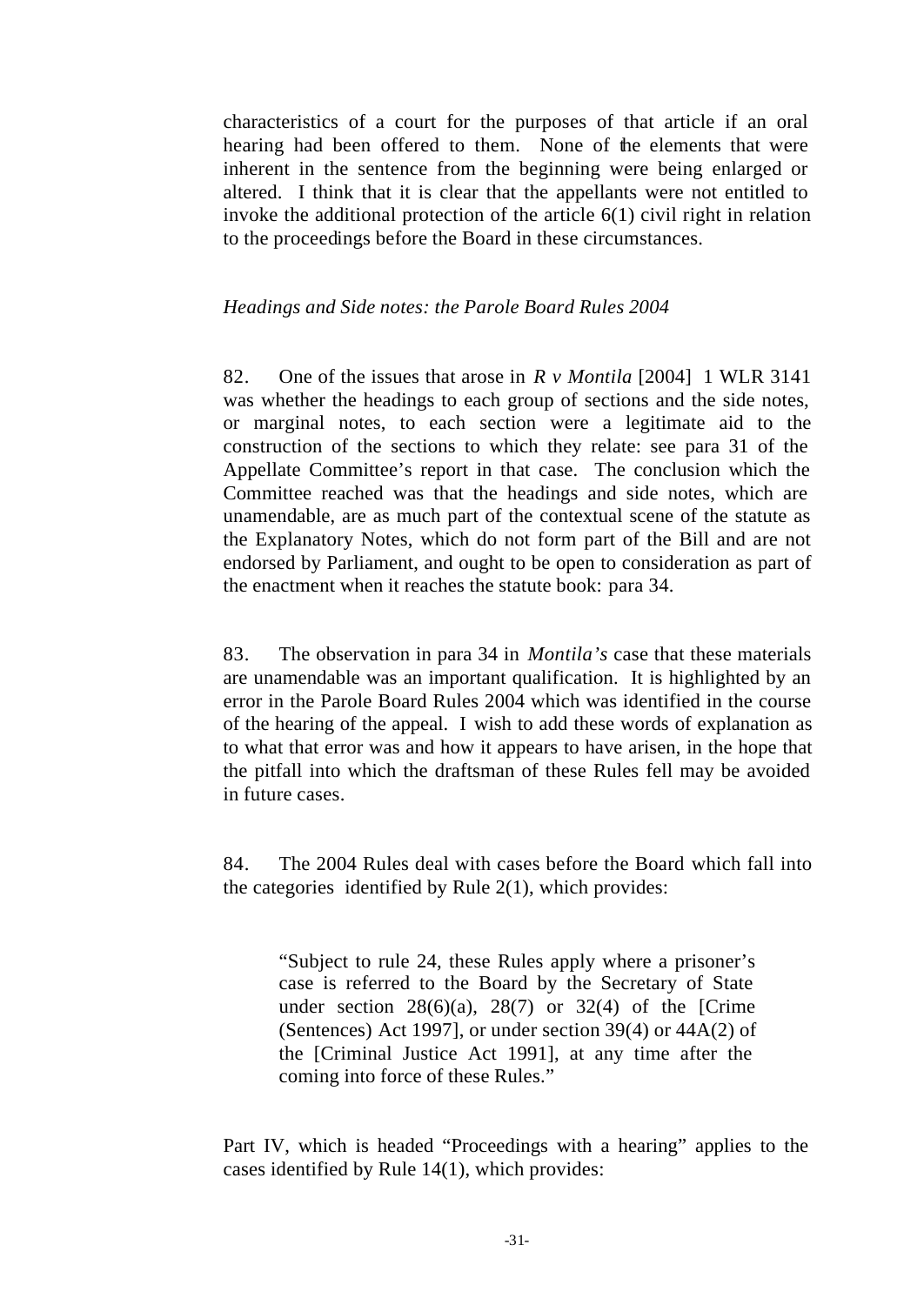characteristics of a court for the purposes of that article if an oral hearing had been offered to them. None of the elements that were inherent in the sentence from the beginning were being enlarged or altered. I think that it is clear that the appellants were not entitled to invoke the additional protection of the article 6(1) civil right in relation to the proceedings before the Board in these circumstances.

*Headings and Side notes: the Parole Board Rules 2004*

82. One of the issues that arose in *R v Montila* [2004] 1 WLR 3141 was whether the headings to each group of sections and the side notes, or marginal notes, to each section were a legitimate aid to the construction of the sections to which they relate: see para 31 of the Appellate Committee's report in that case. The conclusion which the Committee reached was that the headings and side notes, which are unamendable, are as much part of the contextual scene of the statute as the Explanatory Notes, which do not form part of the Bill and are not endorsed by Parliament, and ought to be open to consideration as part of the enactment when it reaches the statute book: para 34.

83. The observation in para 34 in *Montila's* case that these materials are unamendable was an important qualification. It is highlighted by an error in the Parole Board Rules 2004 which was identified in the course of the hearing of the appeal. I wish to add these words of explanation as to what that error was and how it appears to have arisen, in the hope that the pitfall into which the draftsman of these Rules fell may be avoided in future cases.

84. The 2004 Rules deal with cases before the Board which fall into the categories identified by Rule 2(1), which provides:

> "Subject to rule 24, these Rules apply where a prisoner's case is referred to the Board by the Secretary of State under section 28(6)(a), 28(7) or 32(4) of the [Crime (Sentences) Act 1997], or under section 39(4) or 44A(2) of the [Criminal Justice Act 1991], at any time after the coming into force of these Rules."

Part IV, which is headed "Proceedings with a hearing" applies to the cases identified by Rule 14(1), which provides: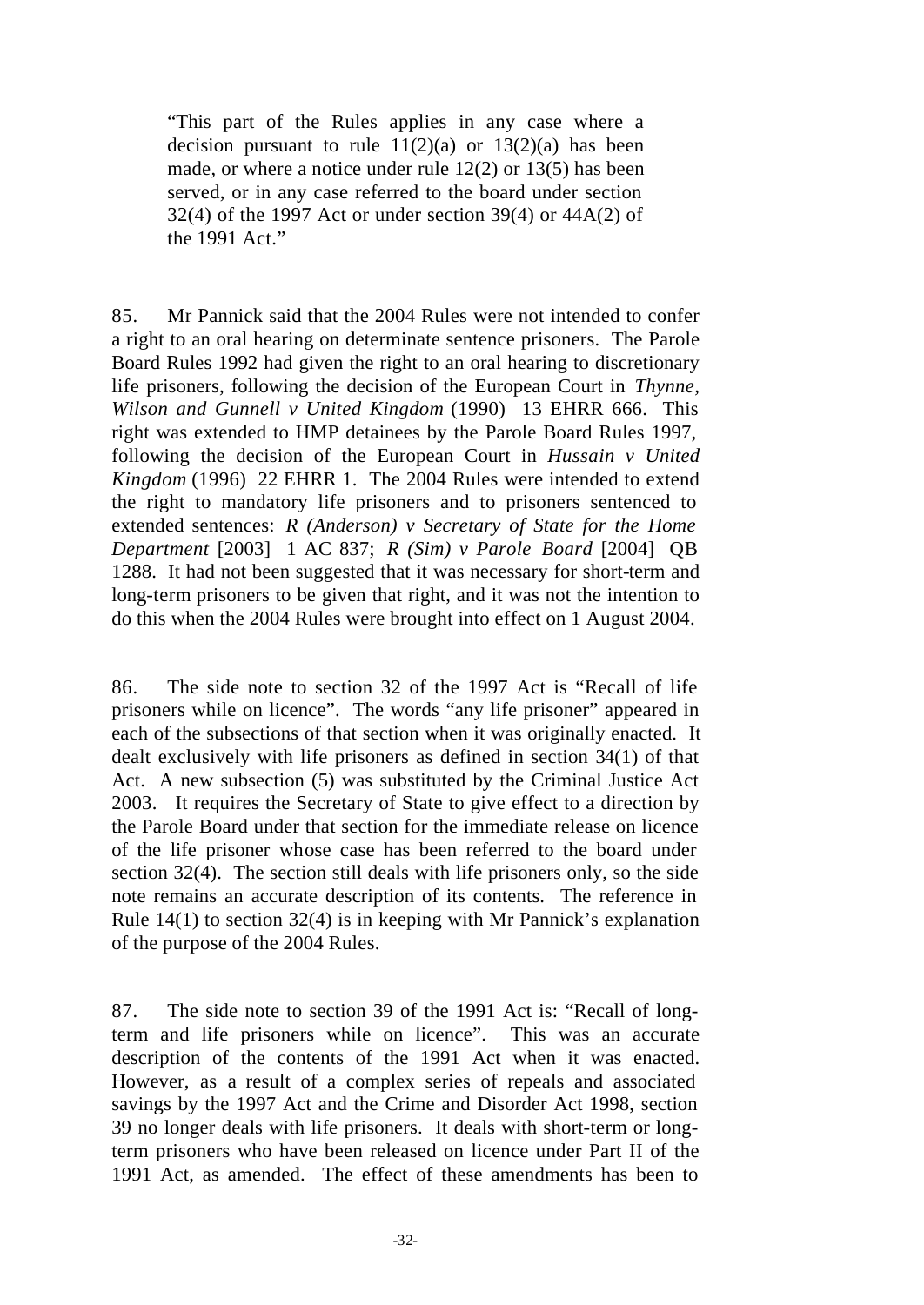> "This part of the Rules applies in any case where a decision pursuant to rule 11(2)(a) or 13(2)(a) has been made, or where a notice under rule 12(2) or 13(5) has been served, or in any case referred to the board under section 32(4) of the 1997 Act or under section 39(4) or 44A(2) of the 1991 Act."

85. Mr Pannick said that the 2004 Rules were not intended to confer a right to an oral hearing on determinate sentence prisoners. The Parole Board Rules 1992 had given the right to an oral hearing to discretionary life prisoners, following the decision of the European Court in *Thynne, Wilson and Gunnell v United Kingdom* (1990) 13 EHRR 666. This right was extended to HMP detainees by the Parole Board Rules 1997, following the decision of the European Court in *Hussain v United Kingdom* (1996) 22 EHRR 1. The 2004 Rules were intended to extend the right to mandatory life prisoners and to prisoners sentenced to extended sentences: *R (Anderson) v Secretary of State for the Home Department* [2003] 1 AC 837; *R (Sim) v Parole Board* [2004] QB 1288. It had not been suggested that it was necessary for short-term and long-term prisoners to be given that right, and it was not the intention to do this when the 2004 Rules were brought into effect on 1 August 2004.

86. The side note to section 32 of the 1997 Act is "Recall of life prisoners while on licence". The words "any life prisoner" appeared in each of the subsections of that section when it was originally enacted. It dealt exclusively with life prisoners as defined in section 34(1) of that Act. A new subsection (5) was substituted by the Criminal Justice Act 2003. It requires the Secretary of State to give effect to a direction by the Parole Board under that section for the immediate release on licence of the life prisoner whose case has been referred to the board under section 32(4). The section still deals with life prisoners only, so the side note remains an accurate description of its contents. The reference in Rule 14(1) to section 32(4) is in keeping with Mr Pannick's explanation of the purpose of the 2004 Rules.

87. The side note to section 39 of the 1991 Act is: "Recall of long-term and life prisoners while on licence". This was an accurate description of the contents of the 1991 Act when it was enacted. However, as a result of a complex series of repeals and associated savings by the 1997 Act and the Crime and Disorder Act 1998, section 39 no longer deals with life prisoners. It deals with short-term or long-term prisoners who have been released on licence under Part II of the 1991 Act, as amended. The effect of these amendments has been to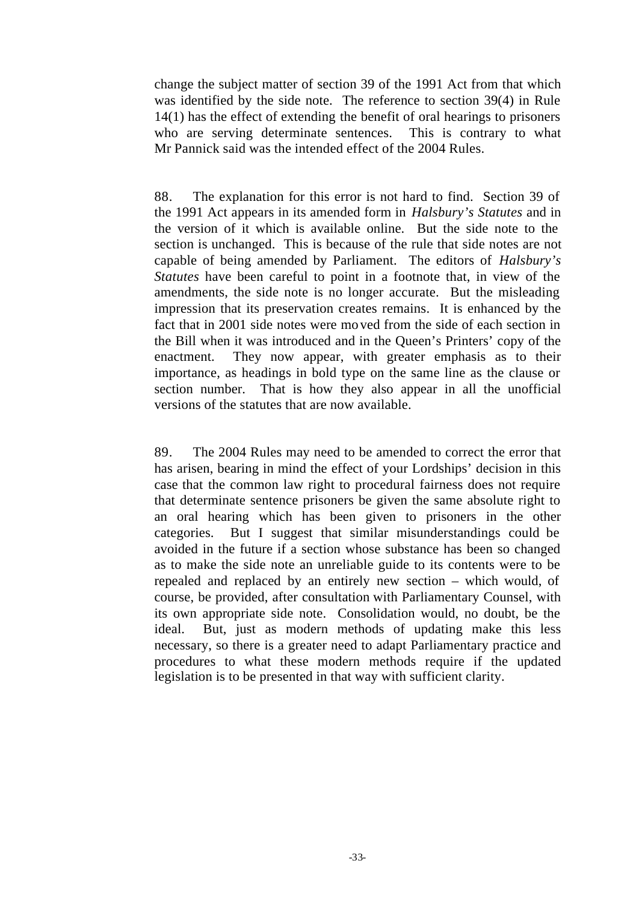change the subject matter of section 39 of the 1991 Act from that which was identified by the side note. The reference to section 39(4) in Rule 14(1) has the effect of extending the benefit of oral hearings to prisoners who are serving determinate sentences. This is contrary to what Mr Pannick said was the intended effect of the 2004 Rules.

88. The explanation for this error is not hard to find. Section 39 of the 1991 Act appears in its amended form in *Halsbury's Statutes* and in the version of it which is available online. But the side note to the section is unchanged. This is because of the rule that side notes are not capable of being amended by Parliament. The editors of *Halsbury's Statutes* have been careful to point in a footnote that, in view of the amendments, the side note is no longer accurate. But the misleading impression that its preservation creates remains. It is enhanced by the fact that in 2001 side notes were moved from the side of each section in the Bill when it was introduced and in the Queen's Printers' copy of the enactment. They now appear, with greater emphasis as to their importance, as headings in bold type on the same line as the clause or section number. That is how they also appear in all the unofficial versions of the statutes that are now available.

89. The 2004 Rules may need to be amended to correct the error that has arisen, bearing in mind the effect of your Lordships' decision in this case that the common law right to procedural fairness does not require that determinate sentence prisoners be given the same absolute right to an oral hearing which has been given to prisoners in the other categories. But I suggest that similar misunderstandings could be avoided in the future if a section whose substance has been so changed as to make the side note an unreliable guide to its contents were to be repealed and replaced by an entirely new section – which would, of course, be provided, after consultation with Parliamentary Counsel, with its own appropriate side note. Consolidation would, no doubt, be the ideal. But, just as modern methods of updating make this less necessary, so there is a greater need to adapt Parliamentary practice and procedures to what these modern methods require if the updated legislation is to be presented in that way with sufficient clarity.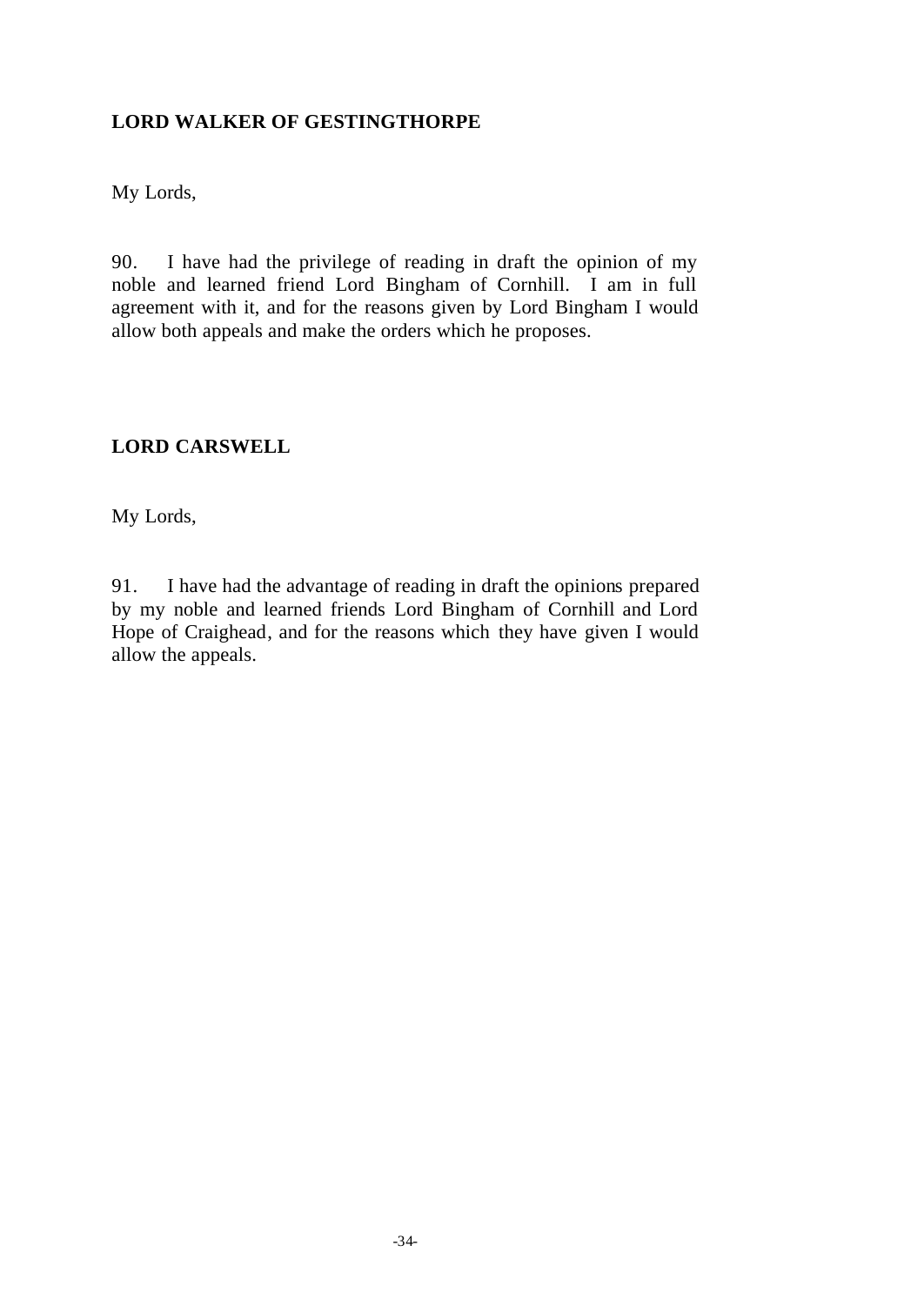**LORD WALKER OF GESTINGTHORPE**

My Lords,

90. I have had the privilege of reading in draft the opinion of my noble and learned friend Lord Bingham of Cornhill. I am in full agreement with it, and for the reasons given by Lord Bingham I would allow both appeals and make the orders which he proposes.

**LORD CARSWELL**

My Lords,

91. I have had the advantage of reading in draft the opinions prepared by my noble and learned friends Lord Bingham of Cornhill and Lord Hope of Craighead, and for the reasons which they have given I would allow the appeals.